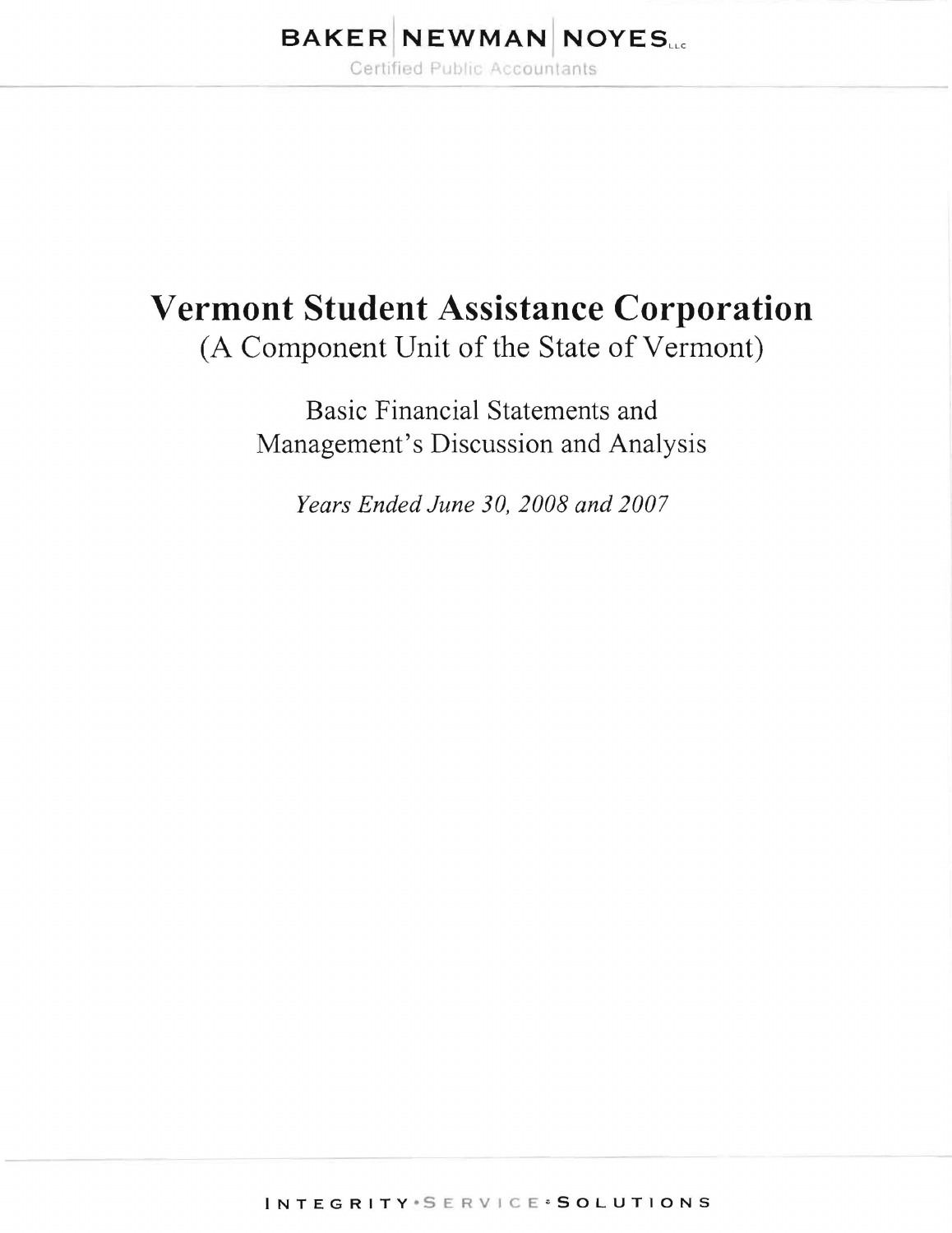BAKER | NEWMAN | NOYES LLC

Certified Public Accountants

# Vermont Student Assistance Corporation

(A Component Unit of the State of Vermont)

Basic Financial Statements and
Management's Discussion and Analysis

*Years Ended June 30, 2008 and 2007*

INTEGRITY • SERVICE • SOLUTIONS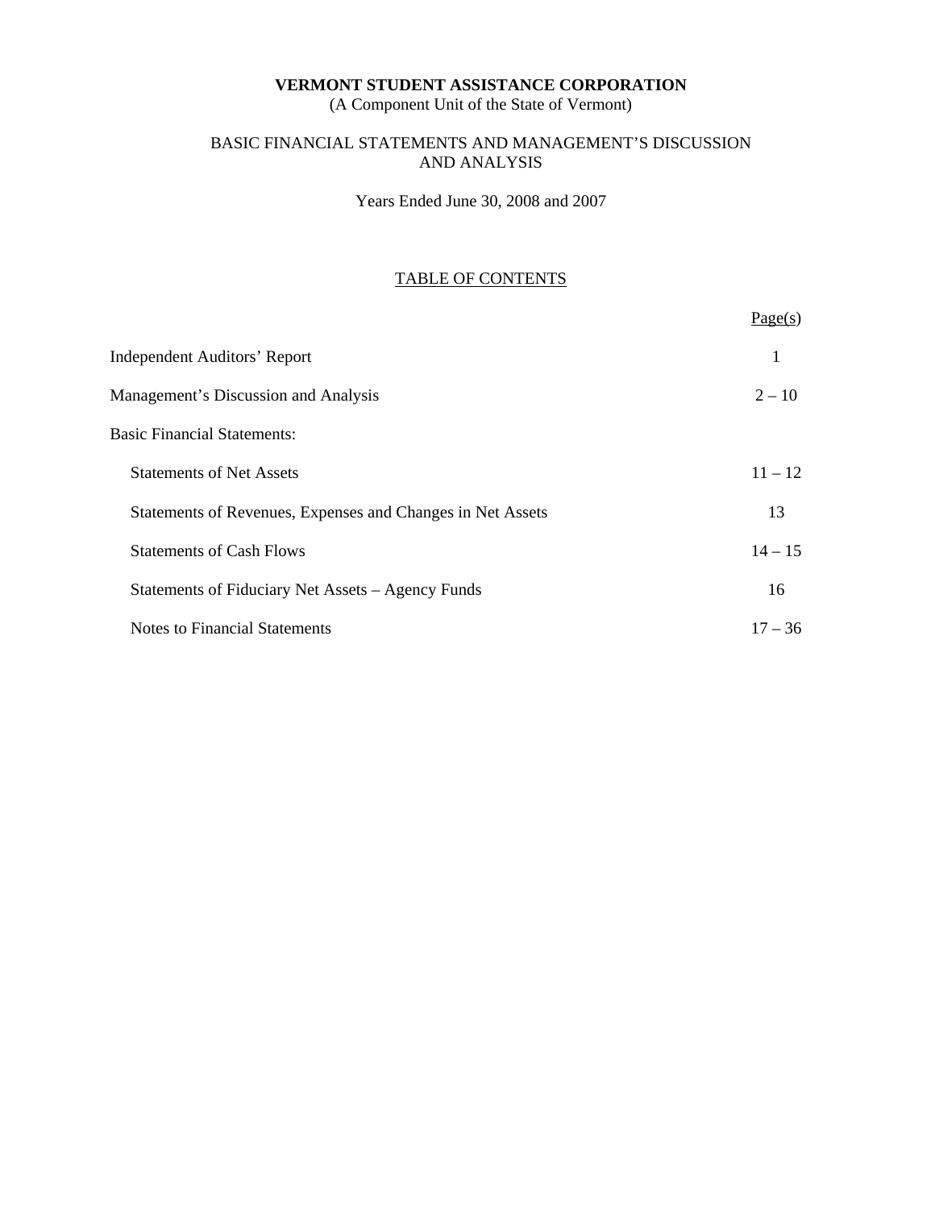**VERMONT STUDENT ASSISTANCE CORPORATION**
(A Component Unit of the State of Vermont)

BASIC FINANCIAL STATEMENTS AND MANAGEMENT'S DISCUSSION AND ANALYSIS

Years Ended June 30, 2008 and 2007

TABLE OF CONTENTS

| | Page(s) |
|---|---|
| Independent Auditors' Report | 1 |
| Management's Discussion and Analysis | 2 – 10 |
| Basic Financial Statements: | |
| Statements of Net Assets | 11 – 12 |
| Statements of Revenues, Expenses and Changes in Net Assets | 13 |
| Statements of Cash Flows | 14 – 15 |
| Statements of Fiduciary Net Assets – Agency Funds | 16 |
| Notes to Financial Statements | 17 – 36 |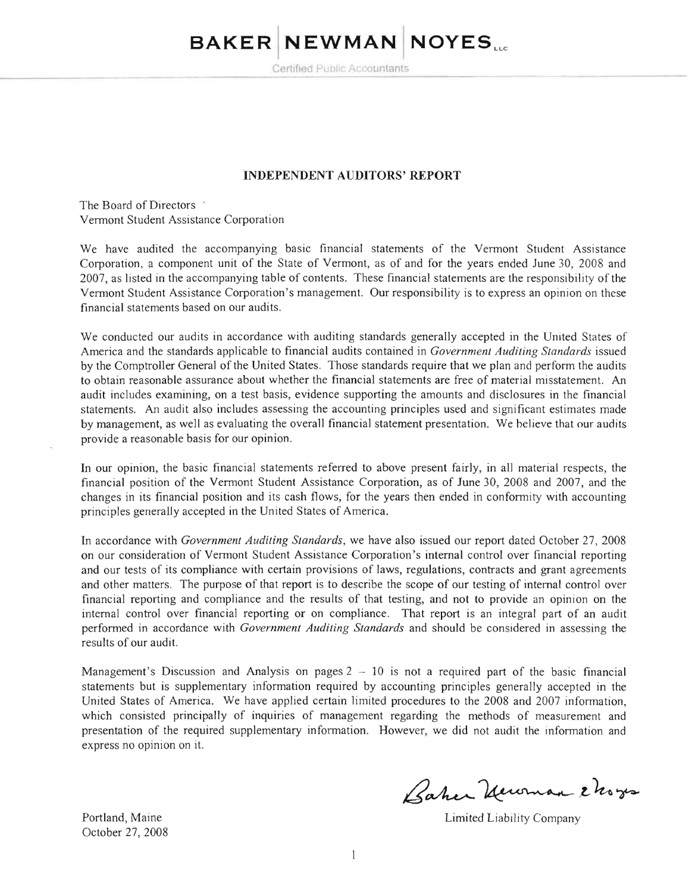**BAKER | NEWMAN | NOYES**, LLC

Certified Public Accountants

## INDEPENDENT AUDITORS' REPORT

The Board of Directors
Vermont Student Assistance Corporation

We have audited the accompanying basic financial statements of the Vermont Student Assistance Corporation, a component unit of the State of Vermont, as of and for the years ended June 30, 2008 and 2007, as listed in the accompanying table of contents. These financial statements are the responsibility of the Vermont Student Assistance Corporation's management. Our responsibility is to express an opinion on these financial statements based on our audits.

We conducted our audits in accordance with auditing standards generally accepted in the United States of America and the standards applicable to financial audits contained in *Government Auditing Standards* issued by the Comptroller General of the United States. Those standards require that we plan and perform the audits to obtain reasonable assurance about whether the financial statements are free of material misstatement. An audit includes examining, on a test basis, evidence supporting the amounts and disclosures in the financial statements. An audit also includes assessing the accounting principles used and significant estimates made by management, as well as evaluating the overall financial statement presentation. We believe that our audits provide a reasonable basis for our opinion.

In our opinion, the basic financial statements referred to above present fairly, in all material respects, the financial position of the Vermont Student Assistance Corporation, as of June 30, 2008 and 2007, and the changes in its financial position and its cash flows, for the years then ended in conformity with accounting principles generally accepted in the United States of America.

In accordance with *Government Auditing Standards*, we have also issued our report dated October 27, 2008 on our consideration of Vermont Student Assistance Corporation's internal control over financial reporting and our tests of its compliance with certain provisions of laws, regulations, contracts and grant agreements and other matters. The purpose of that report is to describe the scope of our testing of internal control over financial reporting and compliance and the results of that testing, and not to provide an opinion on the internal control over financial reporting or on compliance. That report is an integral part of an audit performed in accordance with *Government Auditing Standards* and should be considered in assessing the results of our audit.

Management's Discussion and Analysis on pages 2 – 10 is not a required part of the basic financial statements but is supplementary information required by accounting principles generally accepted in the United States of America. We have applied certain limited procedures to the 2008 and 2007 information, which consisted principally of inquiries of management regarding the methods of measurement and presentation of the required supplementary information. However, we did not audit the information and express no opinion on it.

Baker Newman Noyes

Limited Liability Company

Portland, Maine
October 27, 2008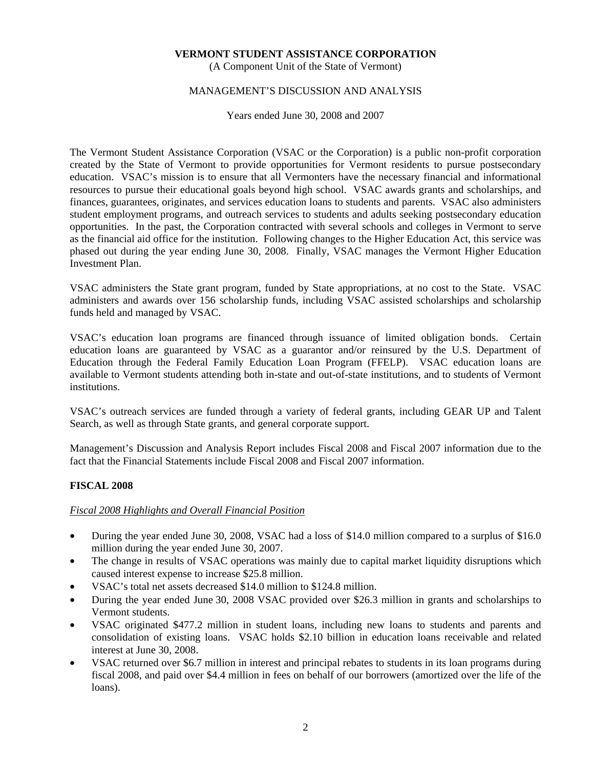**VERMONT STUDENT ASSISTANCE CORPORATION**
(A Component Unit of the State of Vermont)

MANAGEMENT'S DISCUSSION AND ANALYSIS

Years ended June 30, 2008 and 2007

The Vermont Student Assistance Corporation (VSAC or the Corporation) is a public non-profit corporation created by the State of Vermont to provide opportunities for Vermont residents to pursue postsecondary education. VSAC's mission is to ensure that all Vermonters have the necessary financial and informational resources to pursue their educational goals beyond high school. VSAC awards grants and scholarships, and finances, guarantees, originates, and services education loans to students and parents. VSAC also administers student employment programs, and outreach services to students and adults seeking postsecondary education opportunities. In the past, the Corporation contracted with several schools and colleges in Vermont to serve as the financial aid office for the institution. Following changes to the Higher Education Act, this service was phased out during the year ending June 30, 2008. Finally, VSAC manages the Vermont Higher Education Investment Plan.

VSAC administers the State grant program, funded by State appropriations, at no cost to the State. VSAC administers and awards over 156 scholarship funds, including VSAC assisted scholarships and scholarship funds held and managed by VSAC.

VSAC's education loan programs are financed through issuance of limited obligation bonds. Certain education loans are guaranteed by VSAC as a guarantor and/or reinsured by the U.S. Department of Education through the Federal Family Education Loan Program (FFELP). VSAC education loans are available to Vermont students attending both in-state and out-of-state institutions, and to students of Vermont institutions.

VSAC's outreach services are funded through a variety of federal grants, including GEAR UP and Talent Search, as well as through State grants, and general corporate support.

Management's Discussion and Analysis Report includes Fiscal 2008 and Fiscal 2007 information due to the fact that the Financial Statements include Fiscal 2008 and Fiscal 2007 information.

## FISCAL 2008

*Fiscal 2008 Highlights and Overall Financial Position*

- During the year ended June 30, 2008, VSAC had a loss of $14.0 million compared to a surplus of $16.0 million during the year ended June 30, 2007.
- The change in results of VSAC operations was mainly due to capital market liquidity disruptions which caused interest expense to increase $25.8 million.
- VSAC's total net assets decreased $14.0 million to $124.8 million.
- During the year ended June 30, 2008 VSAC provided over $26.3 million in grants and scholarships to Vermont students.
- VSAC originated $477.2 million in student loans, including new loans to students and parents and consolidation of existing loans. VSAC holds $2.10 billion in education loans receivable and related interest at June 30, 2008.
- VSAC returned over $6.7 million in interest and principal rebates to students in its loan programs during fiscal 2008, and paid over $4.4 million in fees on behalf of our borrowers (amortized over the life of the loans).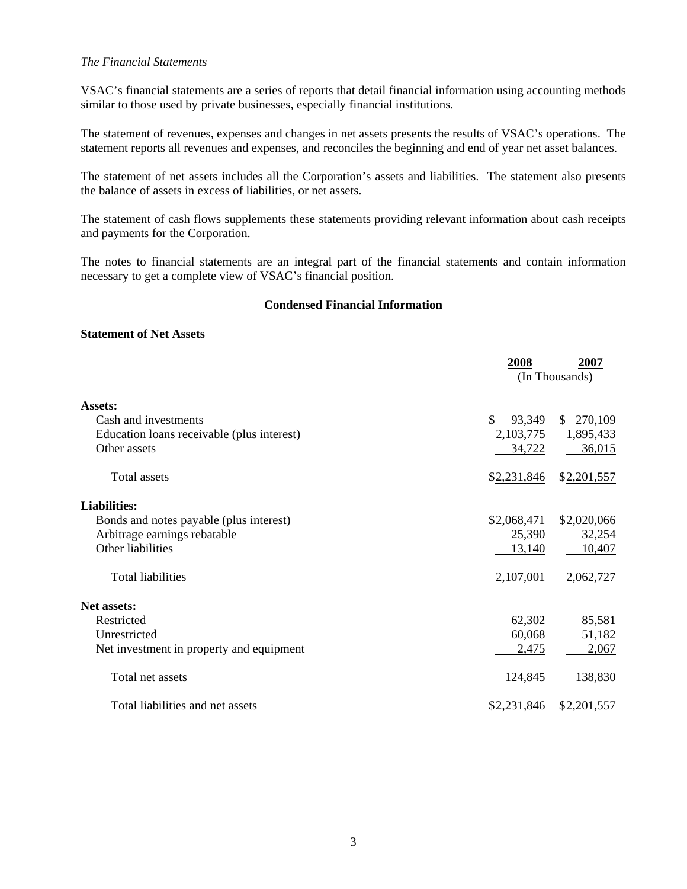*The Financial Statements*

VSAC's financial statements are a series of reports that detail financial information using accounting methods similar to those used by private businesses, especially financial institutions.

The statement of revenues, expenses and changes in net assets presents the results of VSAC's operations. The statement reports all revenues and expenses, and reconciles the beginning and end of year net asset balances.

The statement of net assets includes all the Corporation's assets and liabilities. The statement also presents the balance of assets in excess of liabilities, or net assets.

The statement of cash flows supplements these statements providing relevant information about cash receipts and payments for the Corporation.

The notes to financial statements are an integral part of the financial statements and contain information necessary to get a complete view of VSAC's financial position.

**Condensed Financial Information**

**Statement of Net Assets**

| | 2008 | 2007 |
|---|---|---|
| | (In Thousands) | |
| **Assets:** | | |
| Cash and investments | $ 93,349 | $ 270,109 |
| Education loans receivable (plus interest) | 2,103,775 | 1,895,433 |
| Other assets | 34,722 | 36,015 |
| Total assets | $2,231,846 | $2,201,557 |
| **Liabilities:** | | |
| Bonds and notes payable (plus interest) | $2,068,471 | $2,020,066 |
| Arbitrage earnings rebatable | 25,390 | 32,254 |
| Other liabilities | 13,140 | 10,407 |
| Total liabilities | 2,107,001 | 2,062,727 |
| **Net assets:** | | |
| Restricted | 62,302 | 85,581 |
| Unrestricted | 60,068 | 51,182 |
| Net investment in property and equipment | 2,475 | 2,067 |
| Total net assets | 124,845 | 138,830 |
| Total liabilities and net assets | $2,231,846 | $2,201,557 |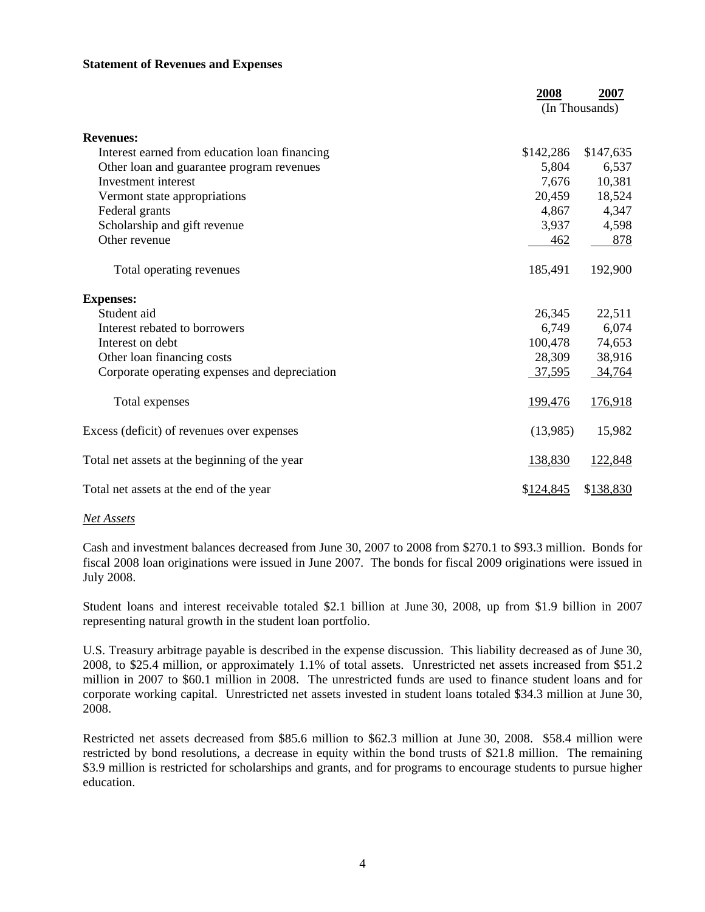**Statement of Revenues and Expenses**

| | 2008 | 2007 |
|---|---|---|
| | (In Thousands) | |
| **Revenues:** | | |
| Interest earned from education loan financing | $142,286 | $147,635 |
| Other loan and guarantee program revenues | 5,804 | 6,537 |
| Investment interest | 7,676 | 10,381 |
| Vermont state appropriations | 20,459 | 18,524 |
| Federal grants | 4,867 | 4,347 |
| Scholarship and gift revenue | 3,937 | 4,598 |
| Other revenue | 462 | 878 |
| Total operating revenues | 185,491 | 192,900 |
| **Expenses:** | | |
| Student aid | 26,345 | 22,511 |
| Interest rebated to borrowers | 6,749 | 6,074 |
| Interest on debt | 100,478 | 74,653 |
| Other loan financing costs | 28,309 | 38,916 |
| Corporate operating expenses and depreciation | 37,595 | 34,764 |
| Total expenses | 199,476 | 176,918 |
| Excess (deficit) of revenues over expenses | (13,985) | 15,982 |
| Total net assets at the beginning of the year | 138,830 | 122,848 |
| Total net assets at the end of the year | $124,845 | $138,830 |

*Net Assets*

Cash and investment balances decreased from June 30, 2007 to 2008 from $270.1 to $93.3 million. Bonds for fiscal 2008 loan originations were issued in June 2007. The bonds for fiscal 2009 originations were issued in July 2008.

Student loans and interest receivable totaled $2.1 billion at June 30, 2008, up from $1.9 billion in 2007 representing natural growth in the student loan portfolio.

U.S. Treasury arbitrage payable is described in the expense discussion. This liability decreased as of June 30, 2008, to $25.4 million, or approximately 1.1% of total assets. Unrestricted net assets increased from $51.2 million in 2007 to $60.1 million in 2008. The unrestricted funds are used to finance student loans and for corporate working capital. Unrestricted net assets invested in student loans totaled $34.3 million at June 30, 2008.

Restricted net assets decreased from $85.6 million to $62.3 million at June 30, 2008. $58.4 million were restricted by bond resolutions, a decrease in equity within the bond trusts of $21.8 million. The remaining $3.9 million is restricted for scholarships and grants, and for programs to encourage students to pursue higher education.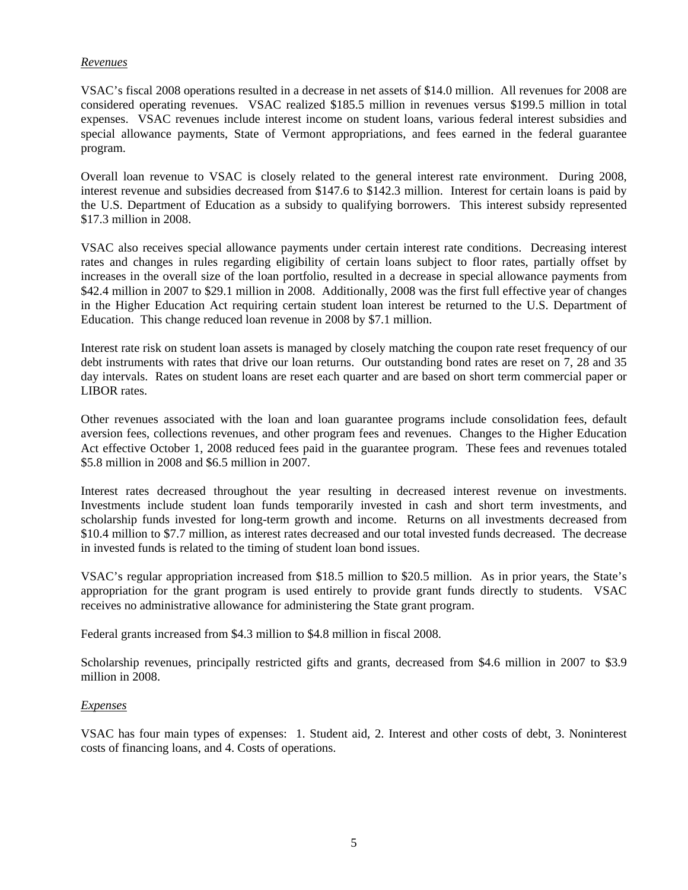*Revenues*

VSAC's fiscal 2008 operations resulted in a decrease in net assets of $14.0 million. All revenues for 2008 are considered operating revenues. VSAC realized $185.5 million in revenues versus $199.5 million in total expenses. VSAC revenues include interest income on student loans, various federal interest subsidies and special allowance payments, State of Vermont appropriations, and fees earned in the federal guarantee program.

Overall loan revenue to VSAC is closely related to the general interest rate environment. During 2008, interest revenue and subsidies decreased from $147.6 to $142.3 million. Interest for certain loans is paid by the U.S. Department of Education as a subsidy to qualifying borrowers. This interest subsidy represented $17.3 million in 2008.

VSAC also receives special allowance payments under certain interest rate conditions. Decreasing interest rates and changes in rules regarding eligibility of certain loans subject to floor rates, partially offset by increases in the overall size of the loan portfolio, resulted in a decrease in special allowance payments from $42.4 million in 2007 to $29.1 million in 2008. Additionally, 2008 was the first full effective year of changes in the Higher Education Act requiring certain student loan interest be returned to the U.S. Department of Education. This change reduced loan revenue in 2008 by $7.1 million.

Interest rate risk on student loan assets is managed by closely matching the coupon rate reset frequency of our debt instruments with rates that drive our loan returns. Our outstanding bond rates are reset on 7, 28 and 35 day intervals. Rates on student loans are reset each quarter and are based on short term commercial paper or LIBOR rates.

Other revenues associated with the loan and loan guarantee programs include consolidation fees, default aversion fees, collections revenues, and other program fees and revenues. Changes to the Higher Education Act effective October 1, 2008 reduced fees paid in the guarantee program. These fees and revenues totaled $5.8 million in 2008 and $6.5 million in 2007.

Interest rates decreased throughout the year resulting in decreased interest revenue on investments. Investments include student loan funds temporarily invested in cash and short term investments, and scholarship funds invested for long-term growth and income. Returns on all investments decreased from $10.4 million to $7.7 million, as interest rates decreased and our total invested funds decreased. The decrease in invested funds is related to the timing of student loan bond issues.

VSAC's regular appropriation increased from $18.5 million to $20.5 million. As in prior years, the State's appropriation for the grant program is used entirely to provide grant funds directly to students. VSAC receives no administrative allowance for administering the State grant program.

Federal grants increased from $4.3 million to $4.8 million in fiscal 2008.

Scholarship revenues, principally restricted gifts and grants, decreased from $4.6 million in 2007 to $3.9 million in 2008.

*Expenses*

VSAC has four main types of expenses: 1. Student aid, 2. Interest and other costs of debt, 3. Noninterest costs of financing loans, and 4. Costs of operations.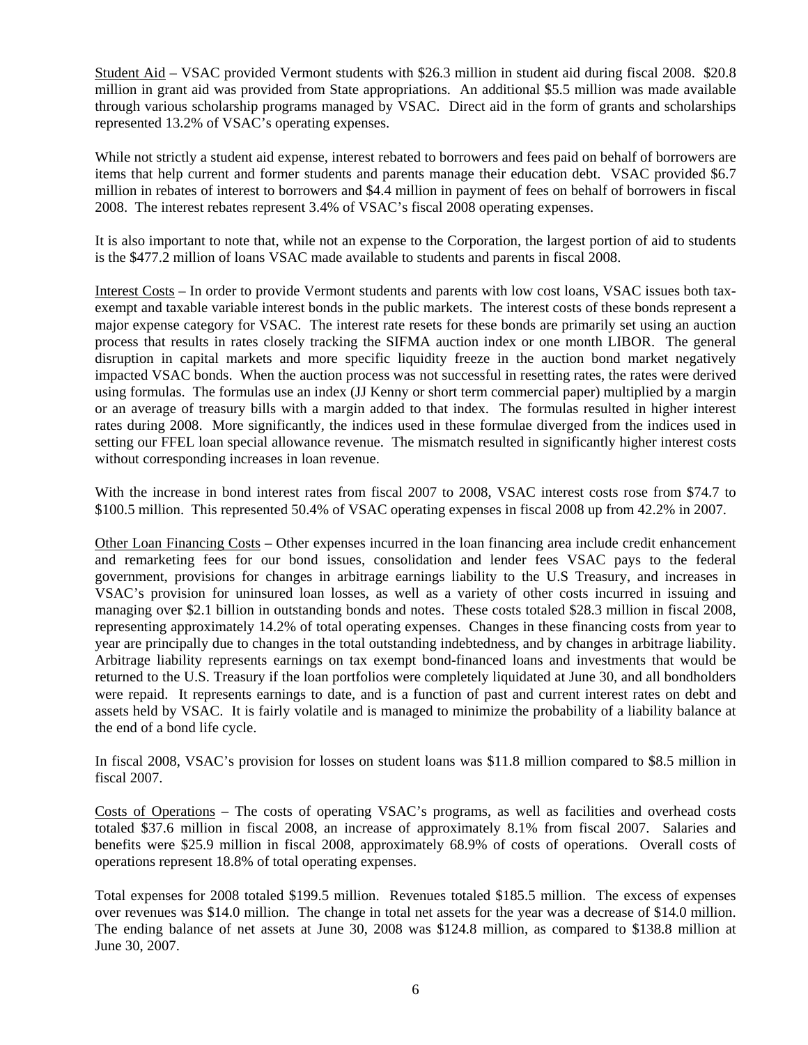<u>Student Aid</u> – VSAC provided Vermont students with $26.3 million in student aid during fiscal 2008. $20.8 million in grant aid was provided from State appropriations. An additional $5.5 million was made available through various scholarship programs managed by VSAC. Direct aid in the form of grants and scholarships represented 13.2% of VSAC's operating expenses.

While not strictly a student aid expense, interest rebated to borrowers and fees paid on behalf of borrowers are items that help current and former students and parents manage their education debt. VSAC provided $6.7 million in rebates of interest to borrowers and $4.4 million in payment of fees on behalf of borrowers in fiscal 2008. The interest rebates represent 3.4% of VSAC's fiscal 2008 operating expenses.

It is also important to note that, while not an expense to the Corporation, the largest portion of aid to students is the $477.2 million of loans VSAC made available to students and parents in fiscal 2008.

<u>Interest Costs</u> – In order to provide Vermont students and parents with low cost loans, VSAC issues both tax-exempt and taxable variable interest bonds in the public markets. The interest costs of these bonds represent a major expense category for VSAC. The interest rate resets for these bonds are primarily set using an auction process that results in rates closely tracking the SIFMA auction index or one month LIBOR. The general disruption in capital markets and more specific liquidity freeze in the auction bond market negatively impacted VSAC bonds. When the auction process was not successful in resetting rates, the rates were derived using formulas. The formulas use an index (JJ Kenny or short term commercial paper) multiplied by a margin or an average of treasury bills with a margin added to that index. The formulas resulted in higher interest rates during 2008. More significantly, the indices used in these formulae diverged from the indices used in setting our FFEL loan special allowance revenue. The mismatch resulted in significantly higher interest costs without corresponding increases in loan revenue.

With the increase in bond interest rates from fiscal 2007 to 2008, VSAC interest costs rose from $74.7 to $100.5 million. This represented 50.4% of VSAC operating expenses in fiscal 2008 up from 42.2% in 2007.

<u>Other Loan Financing Costs</u> – Other expenses incurred in the loan financing area include credit enhancement and remarketing fees for our bond issues, consolidation and lender fees VSAC pays to the federal government, provisions for changes in arbitrage earnings liability to the U.S Treasury, and increases in VSAC's provision for uninsured loan losses, as well as a variety of other costs incurred in issuing and managing over $2.1 billion in outstanding bonds and notes. These costs totaled $28.3 million in fiscal 2008, representing approximately 14.2% of total operating expenses. Changes in these financing costs from year to year are principally due to changes in the total outstanding indebtedness, and by changes in arbitrage liability. Arbitrage liability represents earnings on tax exempt bond-financed loans and investments that would be returned to the U.S. Treasury if the loan portfolios were completely liquidated at June 30, and all bondholders were repaid. It represents earnings to date, and is a function of past and current interest rates on debt and assets held by VSAC. It is fairly volatile and is managed to minimize the probability of a liability balance at the end of a bond life cycle.

In fiscal 2008, VSAC's provision for losses on student loans was $11.8 million compared to $8.5 million in fiscal 2007.

<u>Costs of Operations</u> – The costs of operating VSAC's programs, as well as facilities and overhead costs totaled $37.6 million in fiscal 2008, an increase of approximately 8.1% from fiscal 2007. Salaries and benefits were $25.9 million in fiscal 2008, approximately 68.9% of costs of operations. Overall costs of operations represent 18.8% of total operating expenses.

Total expenses for 2008 totaled $199.5 million. Revenues totaled $185.5 million. The excess of expenses over revenues was $14.0 million. The change in total net assets for the year was a decrease of $14.0 million. The ending balance of net assets at June 30, 2008 was $124.8 million, as compared to $138.8 million at June 30, 2007.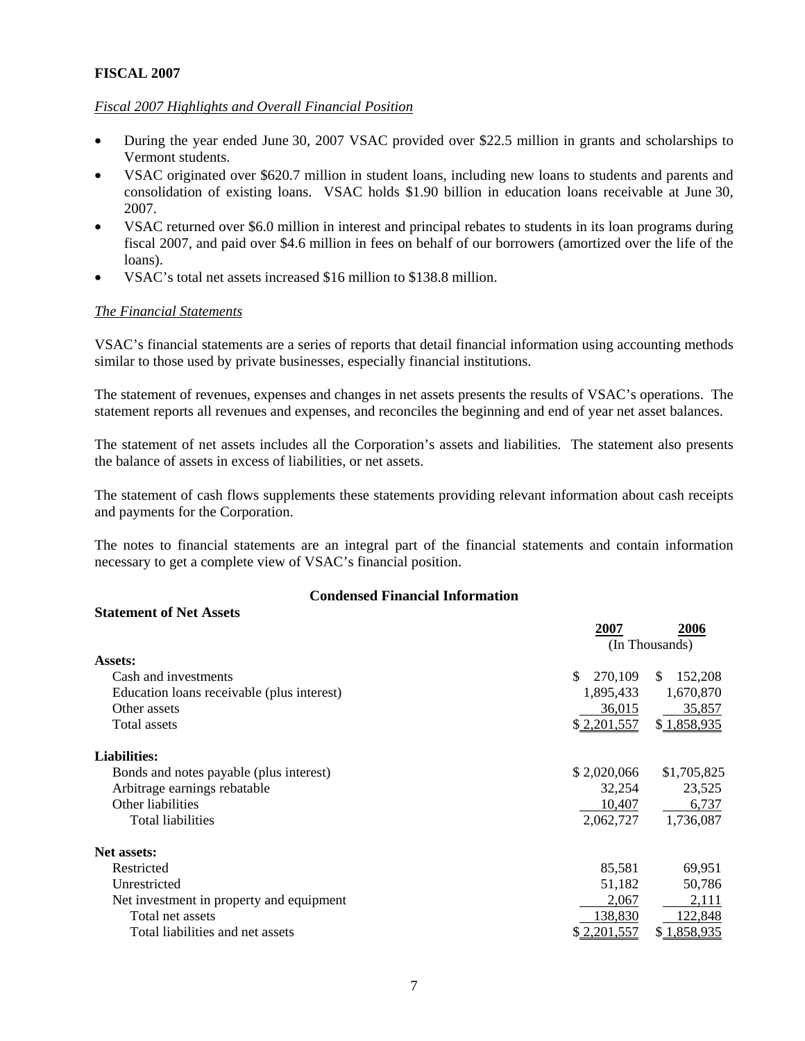**FISCAL 2007**

*Fiscal 2007 Highlights and Overall Financial Position*

- During the year ended June 30, 2007 VSAC provided over $22.5 million in grants and scholarships to Vermont students.
- VSAC originated over $620.7 million in student loans, including new loans to students and parents and consolidation of existing loans. VSAC holds $1.90 billion in education loans receivable at June 30, 2007.
- VSAC returned over $6.0 million in interest and principal rebates to students in its loan programs during fiscal 2007, and paid over $4.6 million in fees on behalf of our borrowers (amortized over the life of the loans).
- VSAC's total net assets increased $16 million to $138.8 million.

*The Financial Statements*

VSAC's financial statements are a series of reports that detail financial information using accounting methods similar to those used by private businesses, especially financial institutions.

The statement of revenues, expenses and changes in net assets presents the results of VSAC's operations. The statement reports all revenues and expenses, and reconciles the beginning and end of year net asset balances.

The statement of net assets includes all the Corporation's assets and liabilities. The statement also presents the balance of assets in excess of liabilities, or net assets.

The statement of cash flows supplements these statements providing relevant information about cash receipts and payments for the Corporation.

The notes to financial statements are an integral part of the financial statements and contain information necessary to get a complete view of VSAC's financial position.

**Condensed Financial Information**

**Statement of Net Assets**

| | 2007 | 2006 |
|---|---|---|
| | (In Thousands) | |
| **Assets:** | | |
| Cash and investments | $ 270,109 | $ 152,208 |
| Education loans receivable (plus interest) | 1,895,433 | 1,670,870 |
| Other assets | 36,015 | 35,857 |
| Total assets | $ 2,201,557 | $ 1,858,935 |
| **Liabilities:** | | |
| Bonds and notes payable (plus interest) | $ 2,020,066 | $1,705,825 |
| Arbitrage earnings rebatable | 32,254 | 23,525 |
| Other liabilities | 10,407 | 6,737 |
| Total liabilities | 2,062,727 | 1,736,087 |
| **Net assets:** | | |
| Restricted | 85,581 | 69,951 |
| Unrestricted | 51,182 | 50,786 |
| Net investment in property and equipment | 2,067 | 2,111 |
| Total net assets | 138,830 | 122,848 |
| Total liabilities and net assets | $ 2,201,557 | $ 1,858,935 |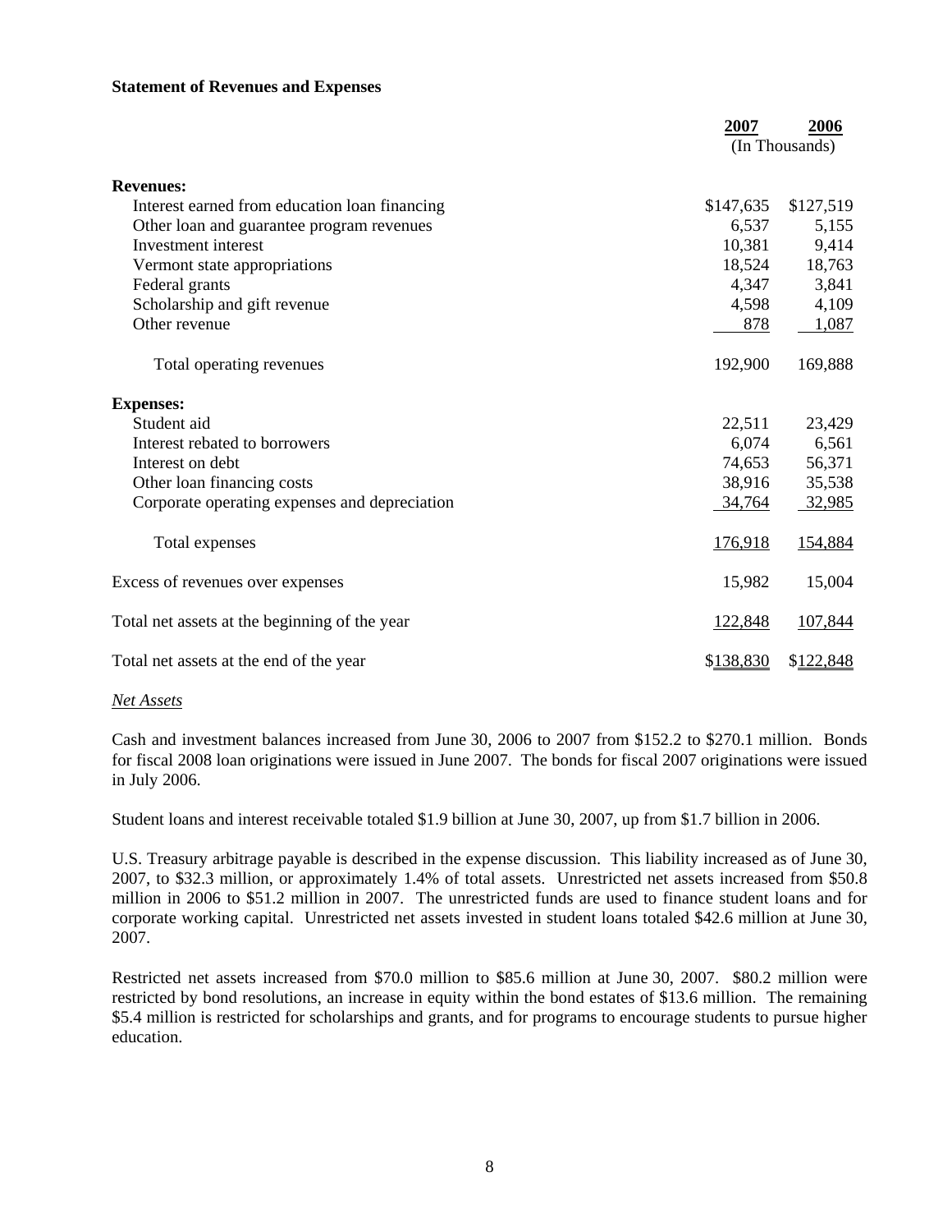**Statement of Revenues and Expenses**

| | 2007 | 2006 |
|---|---|---|
| | (In Thousands) | |
| **Revenues:** | | |
| Interest earned from education loan financing | $147,635 | $127,519 |
| Other loan and guarantee program revenues | 6,537 | 5,155 |
| Investment interest | 10,381 | 9,414 |
| Vermont state appropriations | 18,524 | 18,763 |
| Federal grants | 4,347 | 3,841 |
| Scholarship and gift revenue | 4,598 | 4,109 |
| Other revenue | 878 | 1,087 |
| Total operating revenues | 192,900 | 169,888 |
| **Expenses:** | | |
| Student aid | 22,511 | 23,429 |
| Interest rebated to borrowers | 6,074 | 6,561 |
| Interest on debt | 74,653 | 56,371 |
| Other loan financing costs | 38,916 | 35,538 |
| Corporate operating expenses and depreciation | 34,764 | 32,985 |
| Total expenses | 176,918 | 154,884 |
| Excess of revenues over expenses | 15,982 | 15,004 |
| Total net assets at the beginning of the year | 122,848 | 107,844 |
| Total net assets at the end of the year | $138,830 | $122,848 |

*Net Assets*

Cash and investment balances increased from June 30, 2006 to 2007 from $152.2 to $270.1 million. Bonds for fiscal 2008 loan originations were issued in June 2007. The bonds for fiscal 2007 originations were issued in July 2006.

Student loans and interest receivable totaled $1.9 billion at June 30, 2007, up from $1.7 billion in 2006.

U.S. Treasury arbitrage payable is described in the expense discussion. This liability increased as of June 30, 2007, to $32.3 million, or approximately 1.4% of total assets. Unrestricted net assets increased from $50.8 million in 2006 to $51.2 million in 2007. The unrestricted funds are used to finance student loans and for corporate working capital. Unrestricted net assets invested in student loans totaled $42.6 million at June 30, 2007.

Restricted net assets increased from $70.0 million to $85.6 million at June 30, 2007. $80.2 million were restricted by bond resolutions, an increase in equity within the bond estates of $13.6 million. The remaining $5.4 million is restricted for scholarships and grants, and for programs to encourage students to pursue higher education.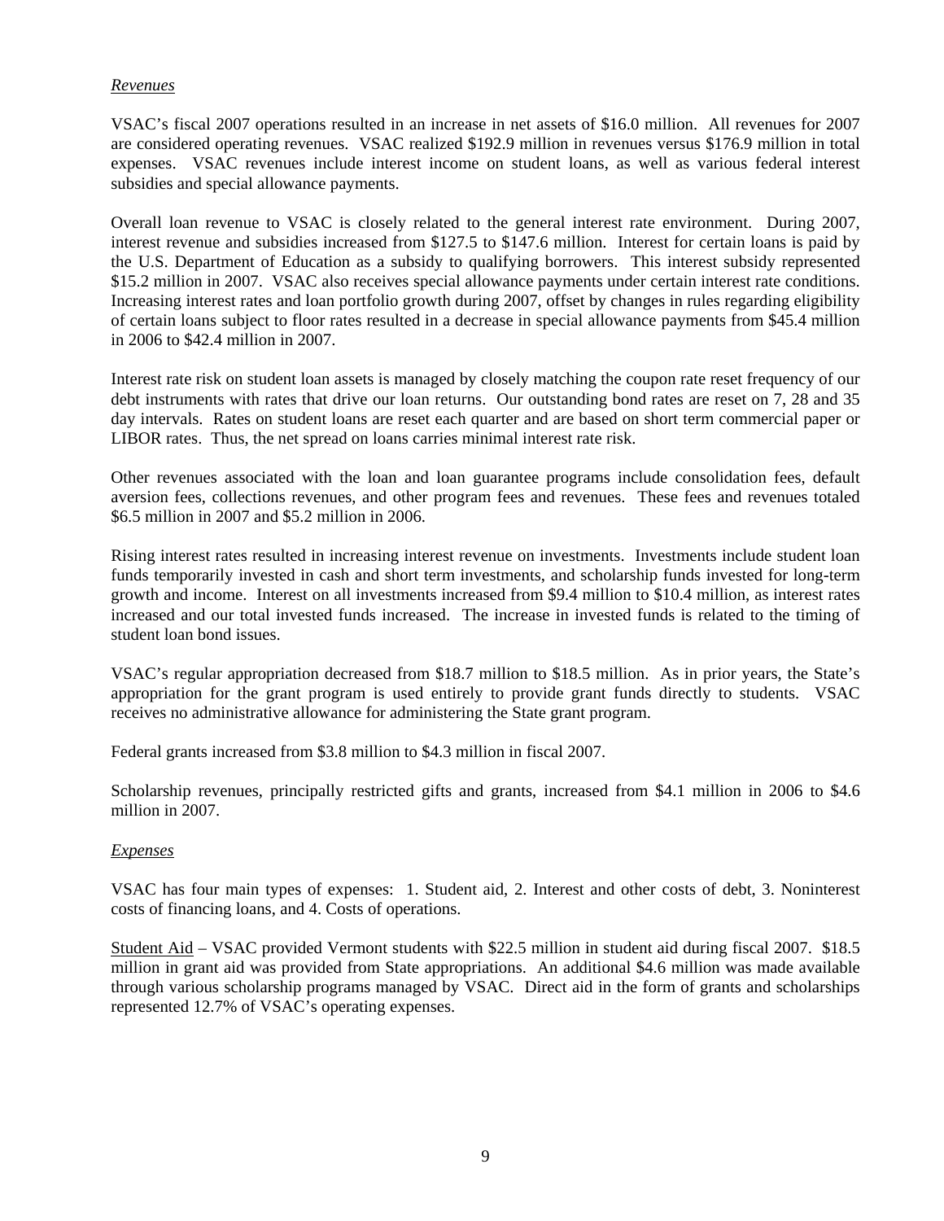*Revenues*

VSAC's fiscal 2007 operations resulted in an increase in net assets of $16.0 million. All revenues for 2007 are considered operating revenues. VSAC realized $192.9 million in revenues versus $176.9 million in total expenses. VSAC revenues include interest income on student loans, as well as various federal interest subsidies and special allowance payments.

Overall loan revenue to VSAC is closely related to the general interest rate environment. During 2007, interest revenue and subsidies increased from $127.5 to $147.6 million. Interest for certain loans is paid by the U.S. Department of Education as a subsidy to qualifying borrowers. This interest subsidy represented $15.2 million in 2007. VSAC also receives special allowance payments under certain interest rate conditions. Increasing interest rates and loan portfolio growth during 2007, offset by changes in rules regarding eligibility of certain loans subject to floor rates resulted in a decrease in special allowance payments from $45.4 million in 2006 to $42.4 million in 2007.

Interest rate risk on student loan assets is managed by closely matching the coupon rate reset frequency of our debt instruments with rates that drive our loan returns. Our outstanding bond rates are reset on 7, 28 and 35 day intervals. Rates on student loans are reset each quarter and are based on short term commercial paper or LIBOR rates. Thus, the net spread on loans carries minimal interest rate risk.

Other revenues associated with the loan and loan guarantee programs include consolidation fees, default aversion fees, collections revenues, and other program fees and revenues. These fees and revenues totaled $6.5 million in 2007 and $5.2 million in 2006.

Rising interest rates resulted in increasing interest revenue on investments. Investments include student loan funds temporarily invested in cash and short term investments, and scholarship funds invested for long-term growth and income. Interest on all investments increased from $9.4 million to $10.4 million, as interest rates increased and our total invested funds increased. The increase in invested funds is related to the timing of student loan bond issues.

VSAC's regular appropriation decreased from $18.7 million to $18.5 million. As in prior years, the State's appropriation for the grant program is used entirely to provide grant funds directly to students. VSAC receives no administrative allowance for administering the State grant program.

Federal grants increased from $3.8 million to $4.3 million in fiscal 2007.

Scholarship revenues, principally restricted gifts and grants, increased from $4.1 million in 2006 to $4.6 million in 2007.

*Expenses*

VSAC has four main types of expenses: 1. Student aid, 2. Interest and other costs of debt, 3. Noninterest costs of financing loans, and 4. Costs of operations.

Student Aid – VSAC provided Vermont students with $22.5 million in student aid during fiscal 2007. $18.5 million in grant aid was provided from State appropriations. An additional $4.6 million was made available through various scholarship programs managed by VSAC. Direct aid in the form of grants and scholarships represented 12.7% of VSAC's operating expenses.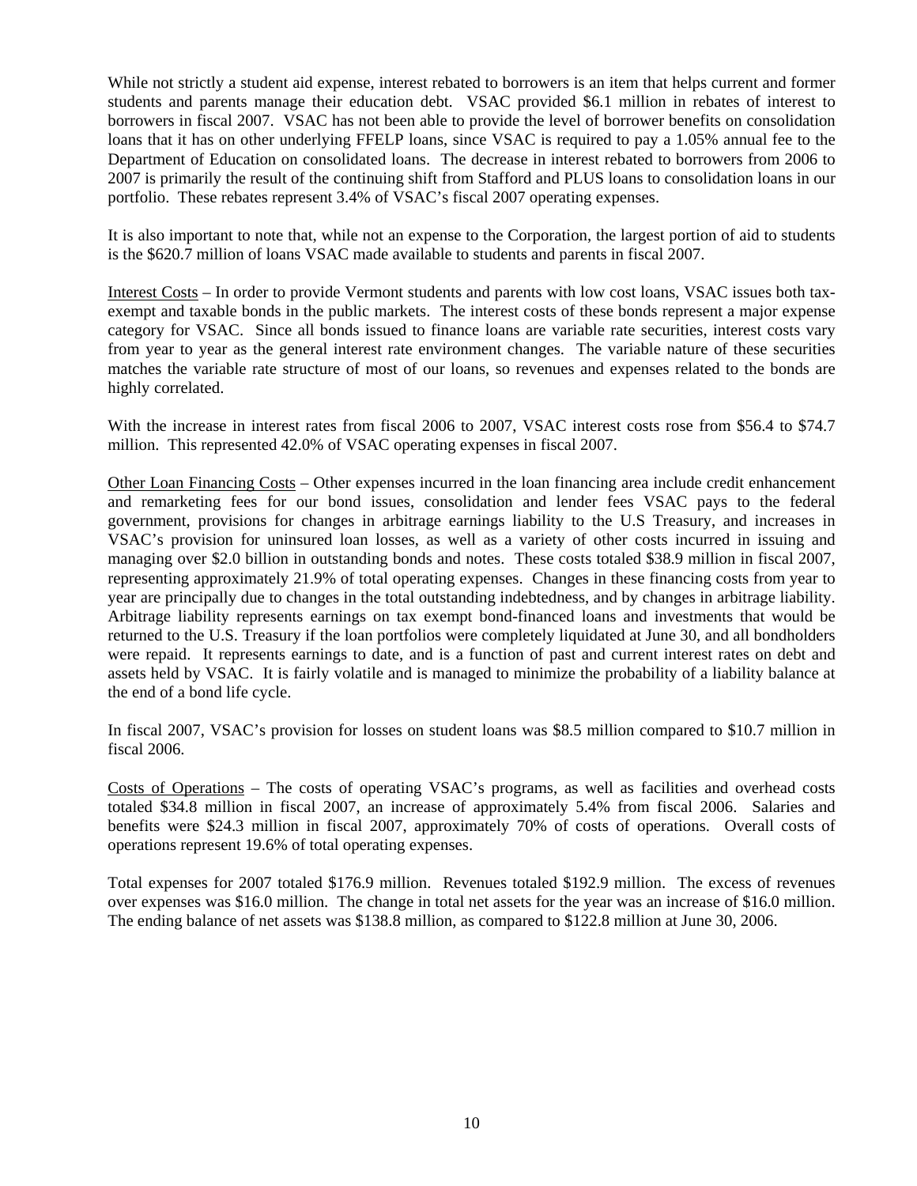While not strictly a student aid expense, interest rebated to borrowers is an item that helps current and former students and parents manage their education debt. VSAC provided $6.1 million in rebates of interest to borrowers in fiscal 2007. VSAC has not been able to provide the level of borrower benefits on consolidation loans that it has on other underlying FFELP loans, since VSAC is required to pay a 1.05% annual fee to the Department of Education on consolidated loans. The decrease in interest rebated to borrowers from 2006 to 2007 is primarily the result of the continuing shift from Stafford and PLUS loans to consolidation loans in our portfolio. These rebates represent 3.4% of VSAC's fiscal 2007 operating expenses.

It is also important to note that, while not an expense to the Corporation, the largest portion of aid to students is the $620.7 million of loans VSAC made available to students and parents in fiscal 2007.

Interest Costs – In order to provide Vermont students and parents with low cost loans, VSAC issues both tax-exempt and taxable bonds in the public markets. The interest costs of these bonds represent a major expense category for VSAC. Since all bonds issued to finance loans are variable rate securities, interest costs vary from year to year as the general interest rate environment changes. The variable nature of these securities matches the variable rate structure of most of our loans, so revenues and expenses related to the bonds are highly correlated.

With the increase in interest rates from fiscal 2006 to 2007, VSAC interest costs rose from $56.4 to $74.7 million. This represented 42.0% of VSAC operating expenses in fiscal 2007.

Other Loan Financing Costs – Other expenses incurred in the loan financing area include credit enhancement and remarketing fees for our bond issues, consolidation and lender fees VSAC pays to the federal government, provisions for changes in arbitrage earnings liability to the U.S Treasury, and increases in VSAC's provision for uninsured loan losses, as well as a variety of other costs incurred in issuing and managing over $2.0 billion in outstanding bonds and notes. These costs totaled $38.9 million in fiscal 2007, representing approximately 21.9% of total operating expenses. Changes in these financing costs from year to year are principally due to changes in the total outstanding indebtedness, and by changes in arbitrage liability. Arbitrage liability represents earnings on tax exempt bond-financed loans and investments that would be returned to the U.S. Treasury if the loan portfolios were completely liquidated at June 30, and all bondholders were repaid. It represents earnings to date, and is a function of past and current interest rates on debt and assets held by VSAC. It is fairly volatile and is managed to minimize the probability of a liability balance at the end of a bond life cycle.

In fiscal 2007, VSAC's provision for losses on student loans was $8.5 million compared to $10.7 million in fiscal 2006.

Costs of Operations – The costs of operating VSAC's programs, as well as facilities and overhead costs totaled $34.8 million in fiscal 2007, an increase of approximately 5.4% from fiscal 2006. Salaries and benefits were $24.3 million in fiscal 2007, approximately 70% of costs of operations. Overall costs of operations represent 19.6% of total operating expenses.

Total expenses for 2007 totaled $176.9 million. Revenues totaled $192.9 million. The excess of revenues over expenses was $16.0 million. The change in total net assets for the year was an increase of $16.0 million. The ending balance of net assets was $138.8 million, as compared to $122.8 million at June 30, 2006.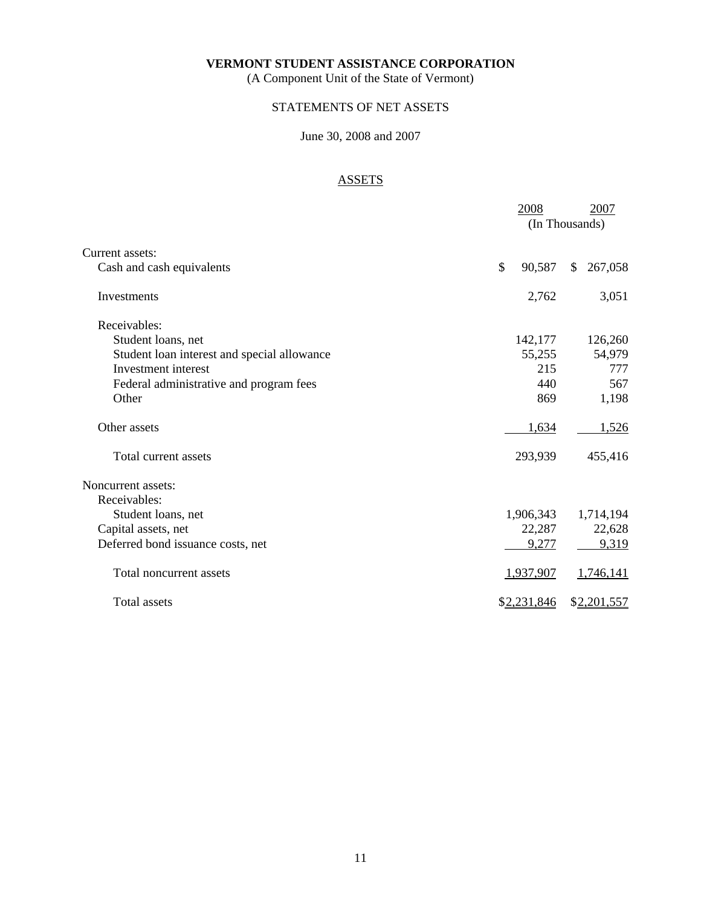**VERMONT STUDENT ASSISTANCE CORPORATION**
(A Component Unit of the State of Vermont)

STATEMENTS OF NET ASSETS

June 30, 2008 and 2007

ASSETS

| | 2008 | 2007 |
|---|---|---|
| | (In Thousands) | |
| Current assets: | | |
| Cash and cash equivalents | $ 90,587 | $ 267,058 |
| Investments | 2,762 | 3,051 |
| Receivables: | | |
| Student loans, net | 142,177 | 126,260 |
| Student loan interest and special allowance | 55,255 | 54,979 |
| Investment interest | 215 | 777 |
| Federal administrative and program fees | 440 | 567 |
| Other | 869 | 1,198 |
| Other assets | 1,634 | 1,526 |
| Total current assets | 293,939 | 455,416 |
| Noncurrent assets: | | |
| Receivables: | | |
| Student loans, net | 1,906,343 | 1,714,194 |
| Capital assets, net | 22,287 | 22,628 |
| Deferred bond issuance costs, net | 9,277 | 9,319 |
| Total noncurrent assets | 1,937,907 | 1,746,141 |
| Total assets | $2,231,846 | $2,201,557 |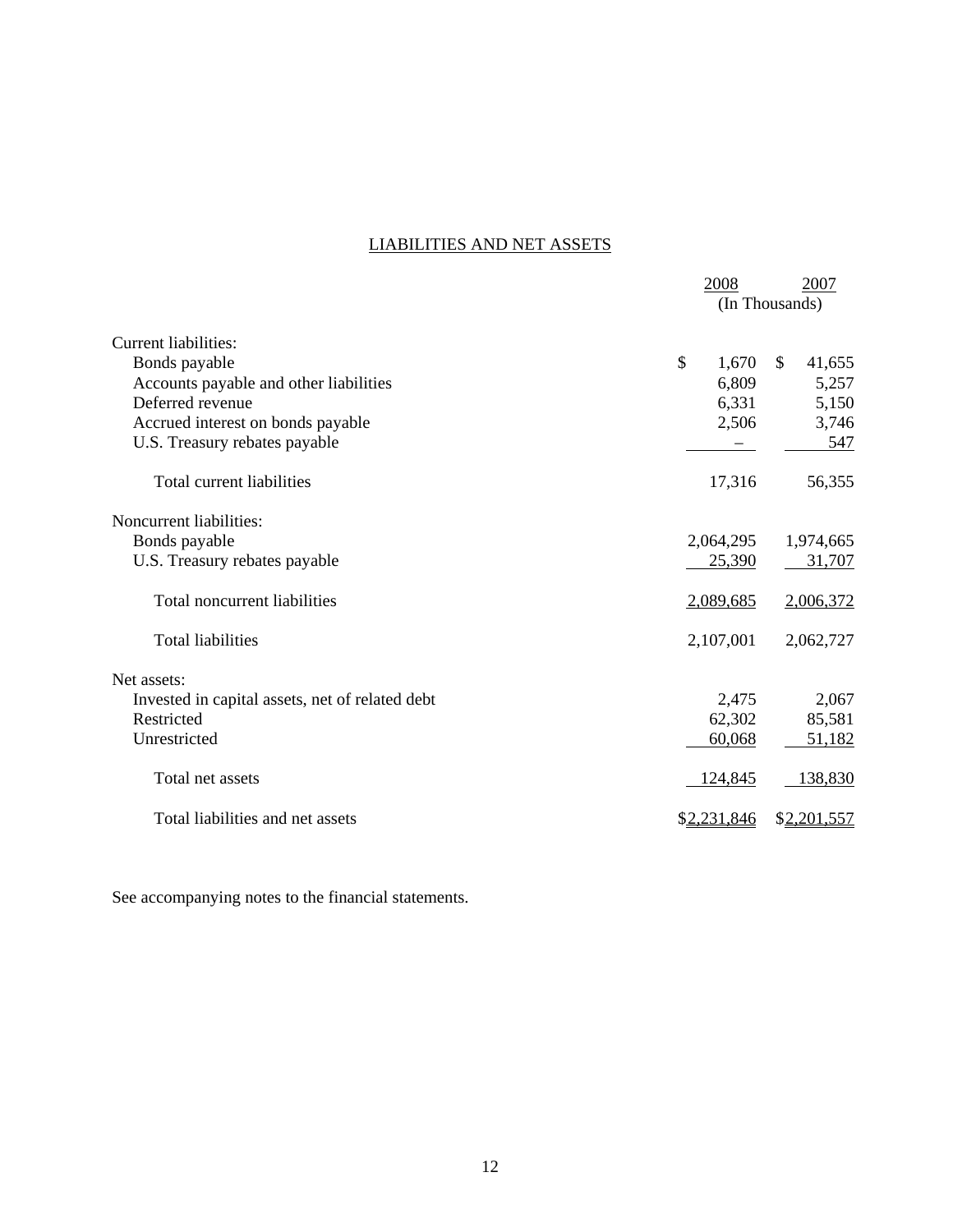## LIABILITIES AND NET ASSETS

| | 2008 | 2007 |
|---|---|---|
| | (In Thousands) | |
| Current liabilities: | | |
| Bonds payable | $ 1,670 | $ 41,655 |
| Accounts payable and other liabilities | 6,809 | 5,257 |
| Deferred revenue | 6,331 | 5,150 |
| Accrued interest on bonds payable | 2,506 | 3,746 |
| U.S. Treasury rebates payable | – | 547 |
| Total current liabilities | 17,316 | 56,355 |
| Noncurrent liabilities: | | |
| Bonds payable | 2,064,295 | 1,974,665 |
| U.S. Treasury rebates payable | 25,390 | 31,707 |
| Total noncurrent liabilities | 2,089,685 | 2,006,372 |
| Total liabilities | 2,107,001 | 2,062,727 |
| Net assets: | | |
| Invested in capital assets, net of related debt | 2,475 | 2,067 |
| Restricted | 62,302 | 85,581 |
| Unrestricted | 60,068 | 51,182 |
| Total net assets | 124,845 | 138,830 |
| Total liabilities and net assets | $2,231,846 | $2,201,557 |

See accompanying notes to the financial statements.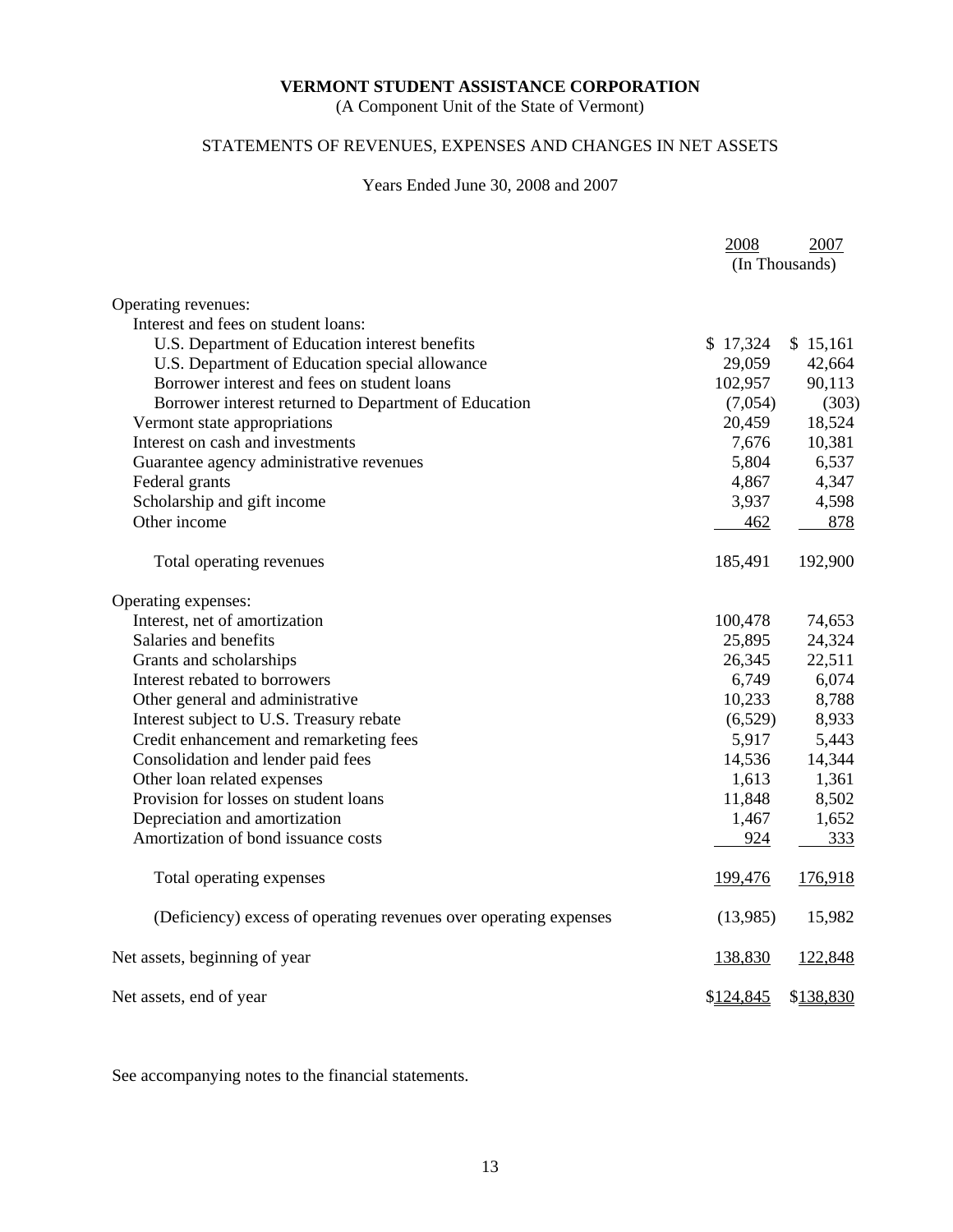# VERMONT STUDENT ASSISTANCE CORPORATION

(A Component Unit of the State of Vermont)

## STATEMENTS OF REVENUES, EXPENSES AND CHANGES IN NET ASSETS

Years Ended June 30, 2008 and 2007

| | 2008 | 2007 |
|---|---|---|
| | (In Thousands) | |
| Operating revenues: | | |
| Interest and fees on student loans: | | |
| U.S. Department of Education interest benefits | $ 17,324 | $ 15,161 |
| U.S. Department of Education special allowance | 29,059 | 42,664 |
| Borrower interest and fees on student loans | 102,957 | 90,113 |
| Borrower interest returned to Department of Education | (7,054) | (303) |
| Vermont state appropriations | 20,459 | 18,524 |
| Interest on cash and investments | 7,676 | 10,381 |
| Guarantee agency administrative revenues | 5,804 | 6,537 |
| Federal grants | 4,867 | 4,347 |
| Scholarship and gift income | 3,937 | 4,598 |
| Other income | 462 | 878 |
| Total operating revenues | 185,491 | 192,900 |
| Operating expenses: | | |
| Interest, net of amortization | 100,478 | 74,653 |
| Salaries and benefits | 25,895 | 24,324 |
| Grants and scholarships | 26,345 | 22,511 |
| Interest rebated to borrowers | 6,749 | 6,074 |
| Other general and administrative | 10,233 | 8,788 |
| Interest subject to U.S. Treasury rebate | (6,529) | 8,933 |
| Credit enhancement and remarketing fees | 5,917 | 5,443 |
| Consolidation and lender paid fees | 14,536 | 14,344 |
| Other loan related expenses | 1,613 | 1,361 |
| Provision for losses on student loans | 11,848 | 8,502 |
| Depreciation and amortization | 1,467 | 1,652 |
| Amortization of bond issuance costs | 924 | 333 |
| Total operating expenses | 199,476 | 176,918 |
| (Deficiency) excess of operating revenues over operating expenses | (13,985) | 15,982 |
| Net assets, beginning of year | 138,830 | 122,848 |
| Net assets, end of year | $124,845 | $138,830 |

See accompanying notes to the financial statements.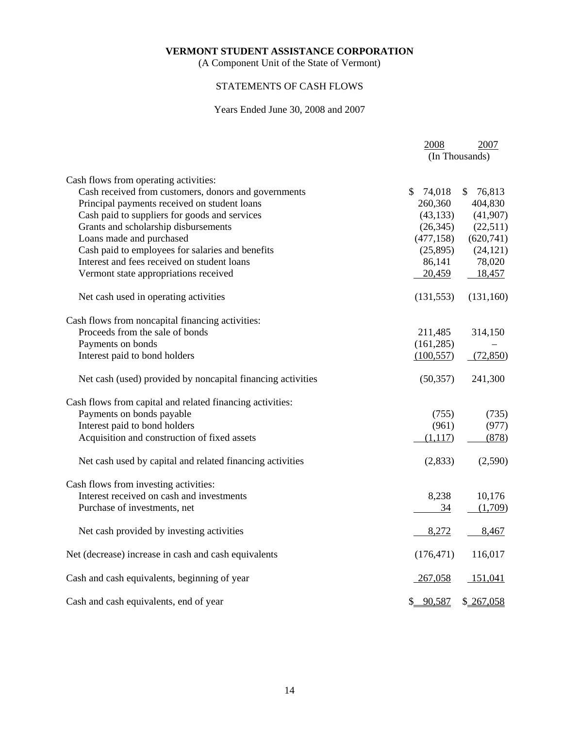**VERMONT STUDENT ASSISTANCE CORPORATION**

(A Component Unit of the State of Vermont)

STATEMENTS OF CASH FLOWS

Years Ended June 30, 2008 and 2007

| | 2008 | 2007 |
|---|---|---|
| | (In Thousands) | |
| Cash flows from operating activities: | | |
| Cash received from customers, donors and governments | $ 74,018 | $ 76,813 |
| Principal payments received on student loans | 260,360 | 404,830 |
| Cash paid to suppliers for goods and services | (43,133) | (41,907) |
| Grants and scholarship disbursements | (26,345) | (22,511) |
| Loans made and purchased | (477,158) | (620,741) |
| Cash paid to employees for salaries and benefits | (25,895) | (24,121) |
| Interest and fees received on student loans | 86,141 | 78,020 |
| Vermont state appropriations received | 20,459 | 18,457 |
| Net cash used in operating activities | (131,553) | (131,160) |
| Cash flows from noncapital financing activities: | | |
| Proceeds from the sale of bonds | 211,485 | 314,150 |
| Payments on bonds | (161,285) | – |
| Interest paid to bond holders | (100,557) | (72,850) |
| Net cash (used) provided by noncapital financing activities | (50,357) | 241,300 |
| Cash flows from capital and related financing activities: | | |
| Payments on bonds payable | (755) | (735) |
| Interest paid to bond holders | (961) | (977) |
| Acquisition and construction of fixed assets | (1,117) | (878) |
| Net cash used by capital and related financing activities | (2,833) | (2,590) |
| Cash flows from investing activities: | | |
| Interest received on cash and investments | 8,238 | 10,176 |
| Purchase of investments, net | 34 | (1,709) |
| Net cash provided by investing activities | 8,272 | 8,467 |
| Net (decrease) increase in cash and cash equivalents | (176,471) | 116,017 |
| Cash and cash equivalents, beginning of year | 267,058 | 151,041 |
| Cash and cash equivalents, end of year | $ 90,587 | $ 267,058 |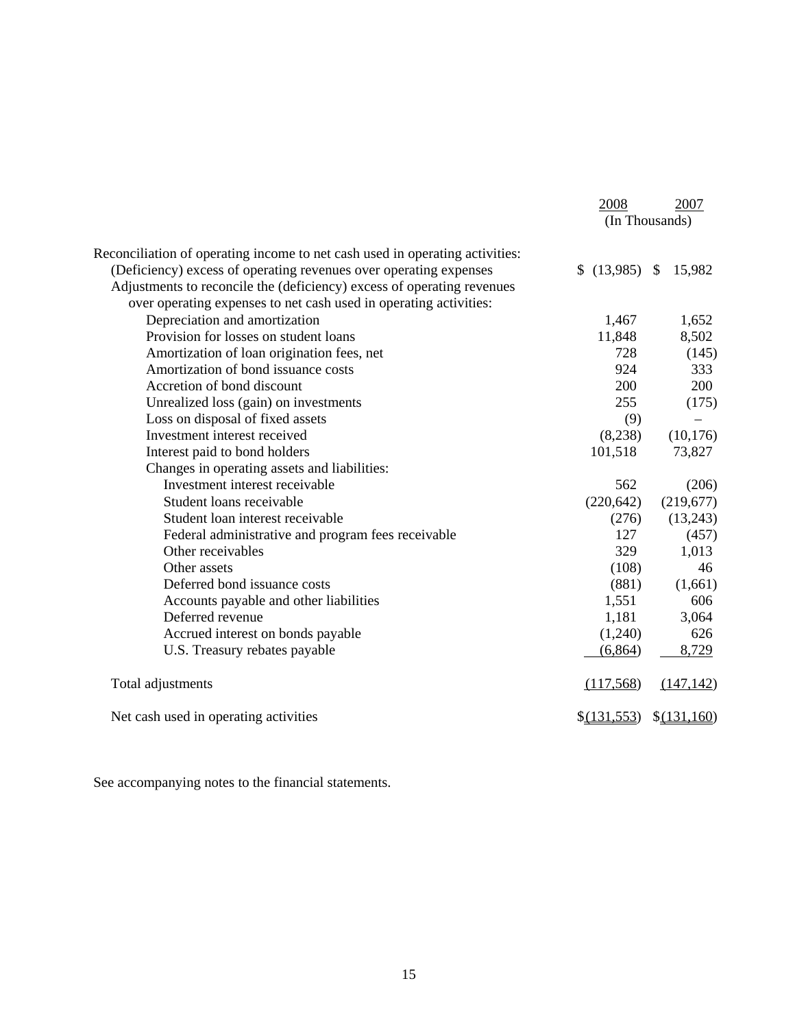| | 2008 | 2007 |
|---|---|---|
| | (In Thousands) | |
| Reconciliation of operating income to net cash used in operating activities: | | |
| (Deficiency) excess of operating revenues over operating expenses | $ (13,985) | $ 15,982 |
| Adjustments to reconcile the (deficiency) excess of operating revenues over operating expenses to net cash used in operating activities: | | |
| Depreciation and amortization | 1,467 | 1,652 |
| Provision for losses on student loans | 11,848 | 8,502 |
| Amortization of loan origination fees, net | 728 | (145) |
| Amortization of bond issuance costs | 924 | 333 |
| Accretion of bond discount | 200 | 200 |
| Unrealized loss (gain) on investments | 255 | (175) |
| Loss on disposal of fixed assets | (9) | – |
| Investment interest received | (8,238) | (10,176) |
| Interest paid to bond holders | 101,518 | 73,827 |
| Changes in operating assets and liabilities: | | |
| Investment interest receivable | 562 | (206) |
| Student loans receivable | (220,642) | (219,677) |
| Student loan interest receivable | (276) | (13,243) |
| Federal administrative and program fees receivable | 127 | (457) |
| Other receivables | 329 | 1,013 |
| Other assets | (108) | 46 |
| Deferred bond issuance costs | (881) | (1,661) |
| Accounts payable and other liabilities | 1,551 | 606 |
| Deferred revenue | 1,181 | 3,064 |
| Accrued interest on bonds payable | (1,240) | 626 |
| U.S. Treasury rebates payable | (6,864) | 8,729 |
| Total adjustments | (117,568) | (147,142) |
| Net cash used in operating activities | $(131,553) | $(131,160) |

See accompanying notes to the financial statements.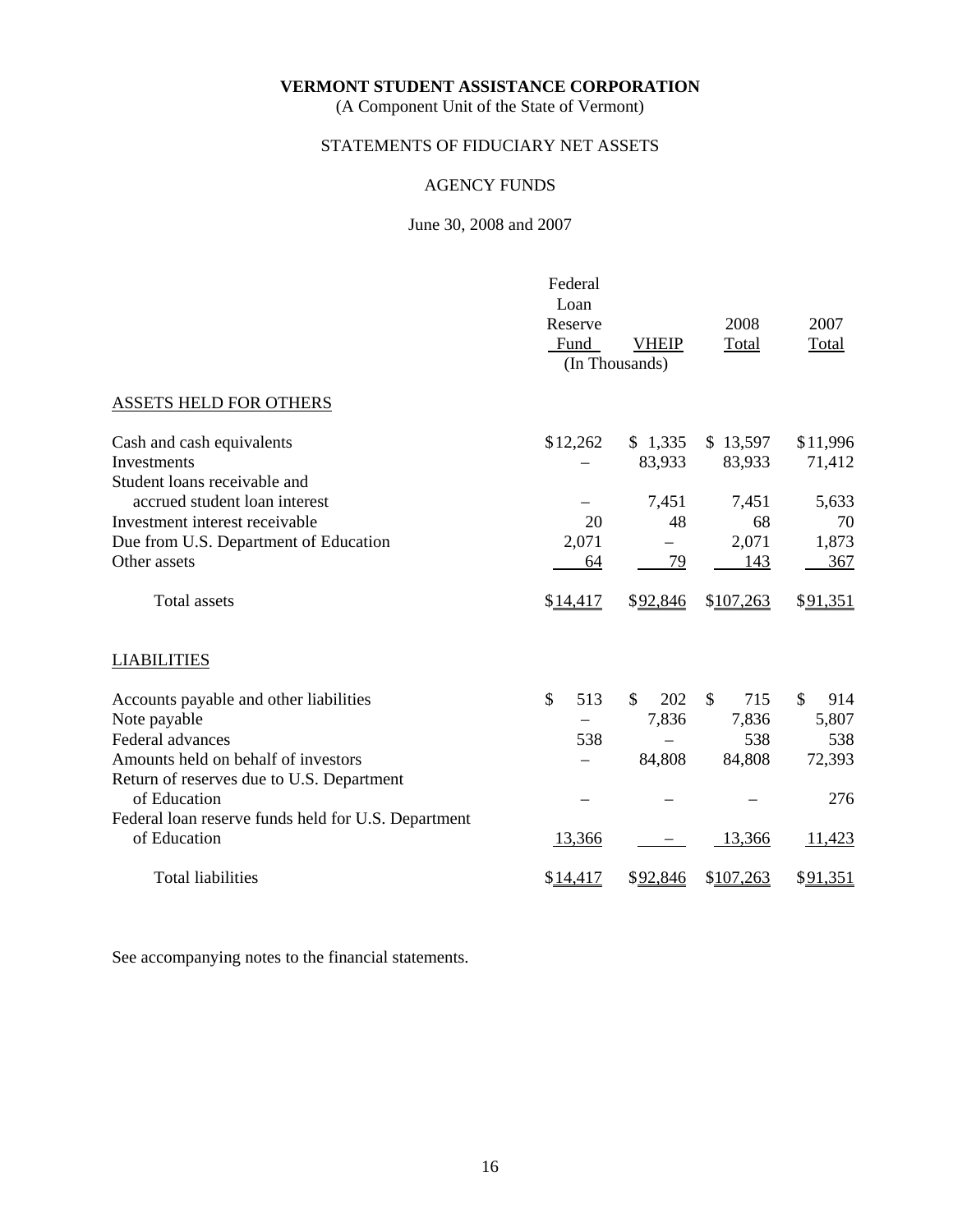**VERMONT STUDENT ASSISTANCE CORPORATION**

(A Component Unit of the State of Vermont)

STATEMENTS OF FIDUCIARY NET ASSETS

AGENCY FUNDS

June 30, 2008 and 2007

| | Federal Loan Reserve Fund | VHEIP | 2008 Total | 2007 Total |
|---|---|---|---|---|
| | (In Thousands) | | | |
| ASSETS HELD FOR OTHERS | | | | |
| Cash and cash equivalents | $12,262 | $ 1,335 | $ 13,597 | $11,996 |
| Investments | – | 83,933 | 83,933 | 71,412 |
| Student loans receivable and accrued student loan interest | – | 7,451 | 7,451 | 5,633 |
| Investment interest receivable | 20 | 48 | 68 | 70 |
| Due from U.S. Department of Education | 2,071 | – | 2,071 | 1,873 |
| Other assets | 64 | 79 | 143 | 367 |
| Total assets | $14,417 | $92,846 | $107,263 | $91,351 |
| LIABILITIES | | | | |
| Accounts payable and other liabilities | $ 513 | $ 202 | $ 715 | $ 914 |
| Note payable | – | 7,836 | 7,836 | 5,807 |
| Federal advances | 538 | – | 538 | 538 |
| Amounts held on behalf of investors | – | 84,808 | 84,808 | 72,393 |
| Return of reserves due to U.S. Department of Education | – | – | – | 276 |
| Federal loan reserve funds held for U.S. Department of Education | 13,366 | – | 13,366 | 11,423 |
| Total liabilities | $14,417 | $92,846 | $107,263 | $91,351 |

See accompanying notes to the financial statements.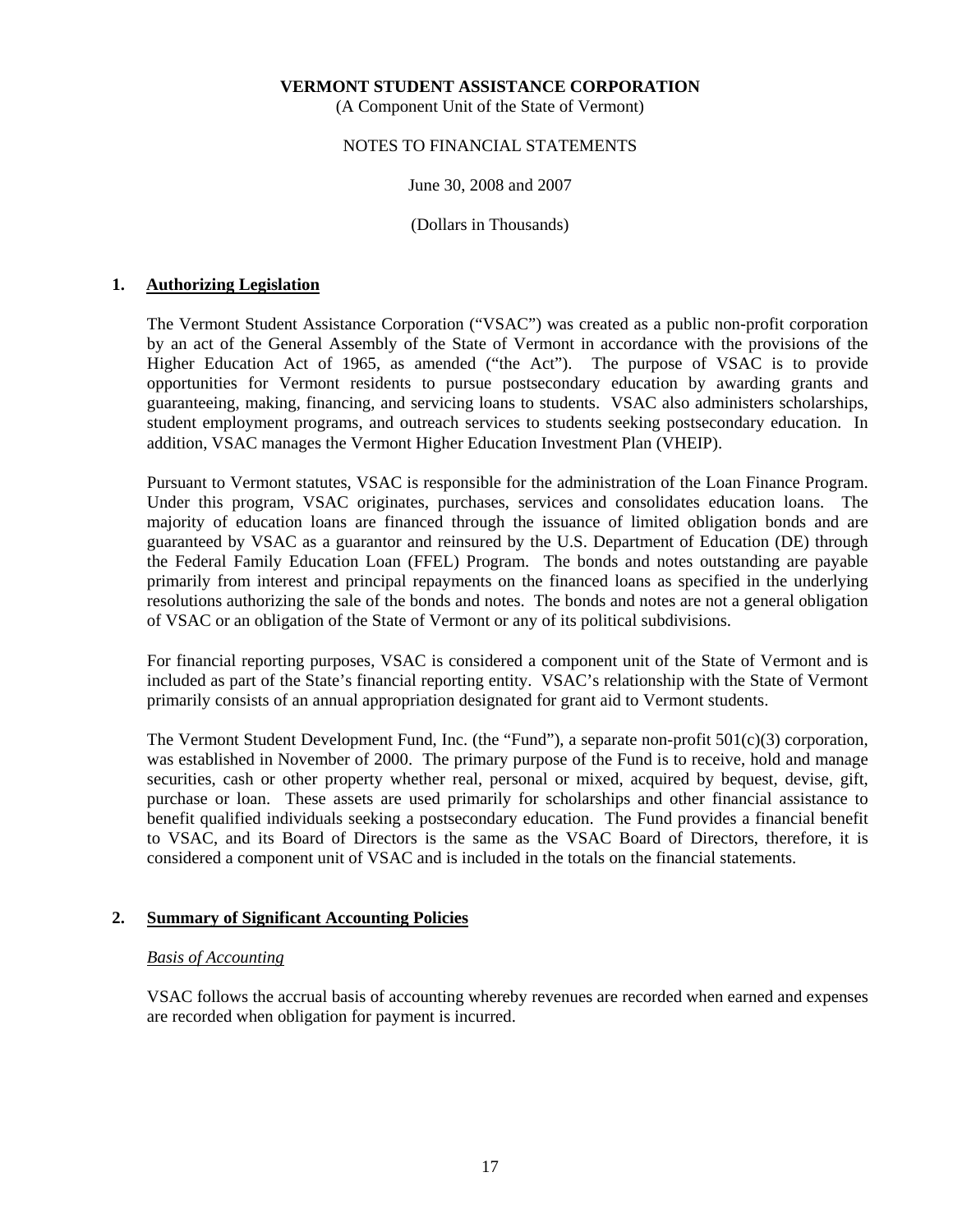**VERMONT STUDENT ASSISTANCE CORPORATION**
(A Component Unit of the State of Vermont)

NOTES TO FINANCIAL STATEMENTS

June 30, 2008 and 2007

(Dollars in Thousands)

## 1. Authorizing Legislation

The Vermont Student Assistance Corporation ("VSAC") was created as a public non-profit corporation by an act of the General Assembly of the State of Vermont in accordance with the provisions of the Higher Education Act of 1965, as amended ("the Act"). The purpose of VSAC is to provide opportunities for Vermont residents to pursue postsecondary education by awarding grants and guaranteeing, making, financing, and servicing loans to students. VSAC also administers scholarships, student employment programs, and outreach services to students seeking postsecondary education. In addition, VSAC manages the Vermont Higher Education Investment Plan (VHEIP).

Pursuant to Vermont statutes, VSAC is responsible for the administration of the Loan Finance Program. Under this program, VSAC originates, purchases, services and consolidates education loans. The majority of education loans are financed through the issuance of limited obligation bonds and are guaranteed by VSAC as a guarantor and reinsured by the U.S. Department of Education (DE) through the Federal Family Education Loan (FFEL) Program. The bonds and notes outstanding are payable primarily from interest and principal repayments on the financed loans as specified in the underlying resolutions authorizing the sale of the bonds and notes. The bonds and notes are not a general obligation of VSAC or an obligation of the State of Vermont or any of its political subdivisions.

For financial reporting purposes, VSAC is considered a component unit of the State of Vermont and is included as part of the State's financial reporting entity. VSAC's relationship with the State of Vermont primarily consists of an annual appropriation designated for grant aid to Vermont students.

The Vermont Student Development Fund, Inc. (the "Fund"), a separate non-profit 501(c)(3) corporation, was established in November of 2000. The primary purpose of the Fund is to receive, hold and manage securities, cash or other property whether real, personal or mixed, acquired by bequest, devise, gift, purchase or loan. These assets are used primarily for scholarships and other financial assistance to benefit qualified individuals seeking a postsecondary education. The Fund provides a financial benefit to VSAC, and its Board of Directors is the same as the VSAC Board of Directors, therefore, it is considered a component unit of VSAC and is included in the totals on the financial statements.

## 2. Summary of Significant Accounting Policies

*Basis of Accounting*

VSAC follows the accrual basis of accounting whereby revenues are recorded when earned and expenses are recorded when obligation for payment is incurred.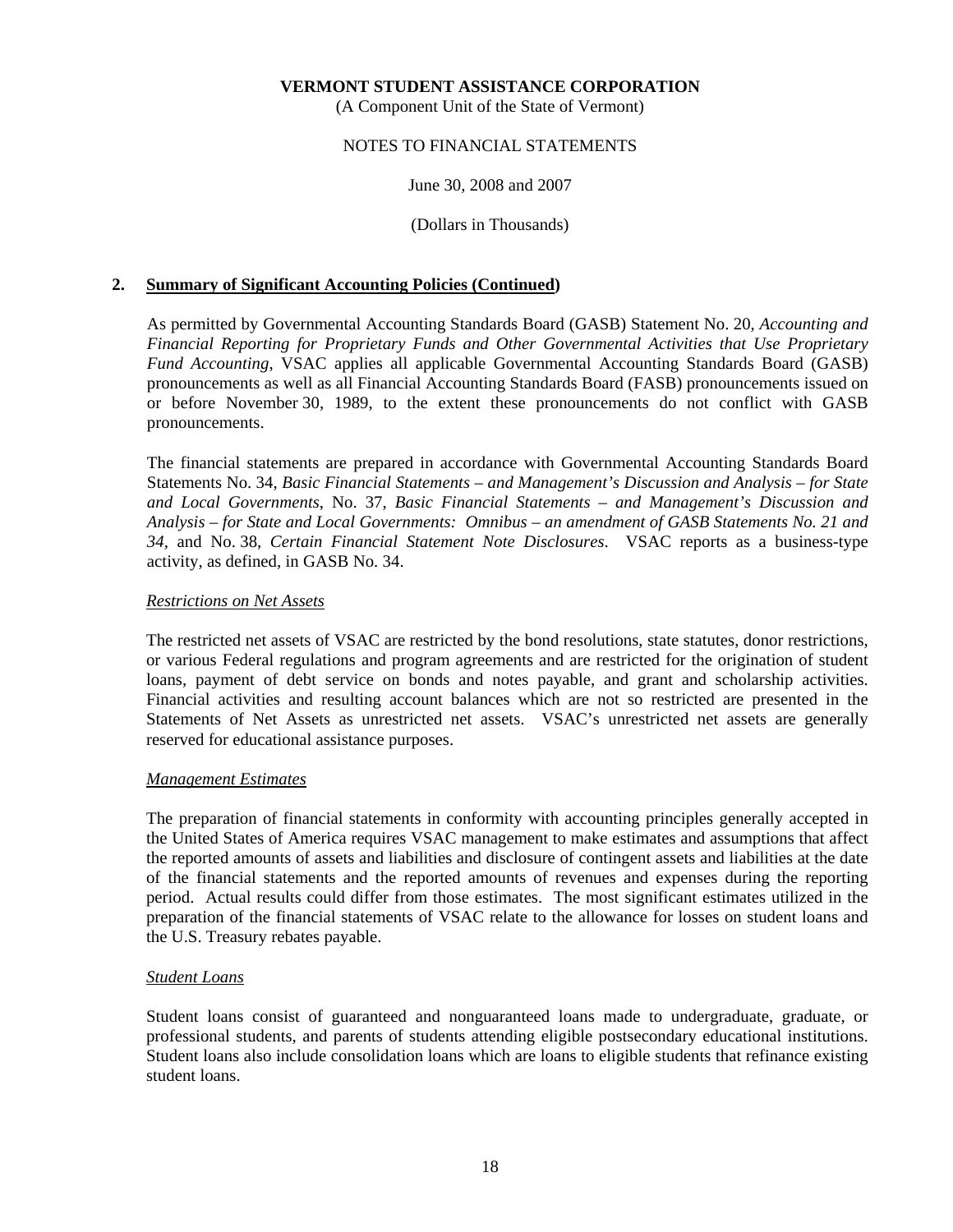**VERMONT STUDENT ASSISTANCE CORPORATION**
(A Component Unit of the State of Vermont)

NOTES TO FINANCIAL STATEMENTS

June 30, 2008 and 2007

(Dollars in Thousands)

## 2. Summary of Significant Accounting Policies (Continued)

As permitted by Governmental Accounting Standards Board (GASB) Statement No. 20, *Accounting and Financial Reporting for Proprietary Funds and Other Governmental Activities that Use Proprietary Fund Accounting*, VSAC applies all applicable Governmental Accounting Standards Board (GASB) pronouncements as well as all Financial Accounting Standards Board (FASB) pronouncements issued on or before November 30, 1989, to the extent these pronouncements do not conflict with GASB pronouncements.

The financial statements are prepared in accordance with Governmental Accounting Standards Board Statements No. 34, *Basic Financial Statements – and Management's Discussion and Analysis – for State and Local Governments*, No. 37, *Basic Financial Statements – and Management's Discussion and Analysis – for State and Local Governments: Omnibus – an amendment of GASB Statements No. 21 and 34*, and No. 38, *Certain Financial Statement Note Disclosures*. VSAC reports as a business-type activity, as defined, in GASB No. 34.

### *Restrictions on Net Assets*

The restricted net assets of VSAC are restricted by the bond resolutions, state statutes, donor restrictions, or various Federal regulations and program agreements and are restricted for the origination of student loans, payment of debt service on bonds and notes payable, and grant and scholarship activities. Financial activities and resulting account balances which are not so restricted are presented in the Statements of Net Assets as unrestricted net assets. VSAC's unrestricted net assets are generally reserved for educational assistance purposes.

### *Management Estimates*

The preparation of financial statements in conformity with accounting principles generally accepted in the United States of America requires VSAC management to make estimates and assumptions that affect the reported amounts of assets and liabilities and disclosure of contingent assets and liabilities at the date of the financial statements and the reported amounts of revenues and expenses during the reporting period. Actual results could differ from those estimates. The most significant estimates utilized in the preparation of the financial statements of VSAC relate to the allowance for losses on student loans and the U.S. Treasury rebates payable.

### *Student Loans*

Student loans consist of guaranteed and nonguaranteed loans made to undergraduate, graduate, or professional students, and parents of students attending eligible postsecondary educational institutions. Student loans also include consolidation loans which are loans to eligible students that refinance existing student loans.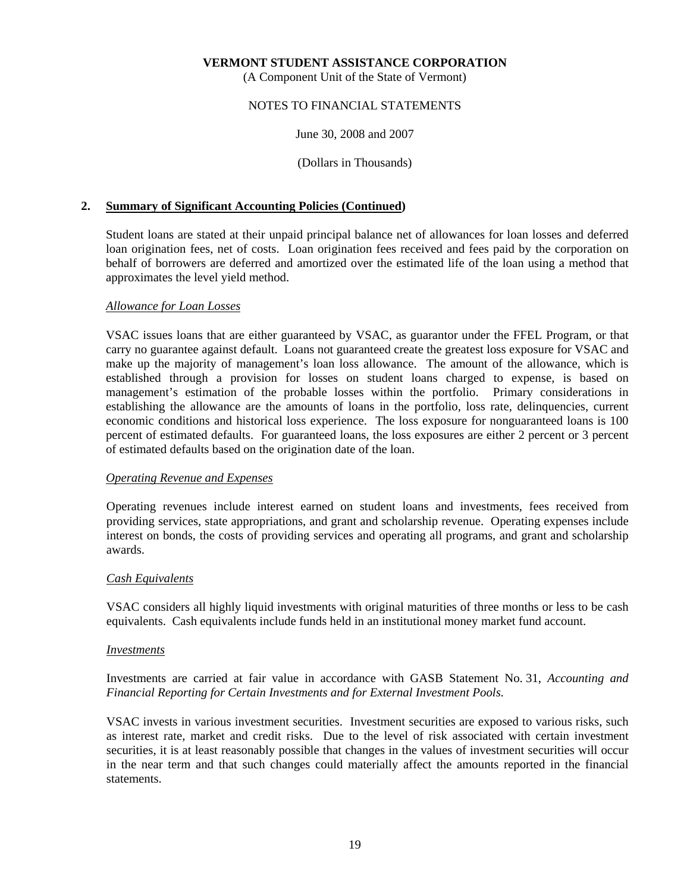**VERMONT STUDENT ASSISTANCE CORPORATION**
(A Component Unit of the State of Vermont)

NOTES TO FINANCIAL STATEMENTS

June 30, 2008 and 2007

(Dollars in Thousands)

## 2. Summary of Significant Accounting Policies (Continued)

Student loans are stated at their unpaid principal balance net of allowances for loan losses and deferred loan origination fees, net of costs. Loan origination fees received and fees paid by the corporation on behalf of borrowers are deferred and amortized over the estimated life of the loan using a method that approximates the level yield method.

### *Allowance for Loan Losses*

VSAC issues loans that are either guaranteed by VSAC, as guarantor under the FFEL Program, or that carry no guarantee against default. Loans not guaranteed create the greatest loss exposure for VSAC and make up the majority of management's loan loss allowance. The amount of the allowance, which is established through a provision for losses on student loans charged to expense, is based on management's estimation of the probable losses within the portfolio. Primary considerations in establishing the allowance are the amounts of loans in the portfolio, loss rate, delinquencies, current economic conditions and historical loss experience. The loss exposure for nonguaranteed loans is 100 percent of estimated defaults. For guaranteed loans, the loss exposures are either 2 percent or 3 percent of estimated defaults based on the origination date of the loan.

### *Operating Revenue and Expenses*

Operating revenues include interest earned on student loans and investments, fees received from providing services, state appropriations, and grant and scholarship revenue. Operating expenses include interest on bonds, the costs of providing services and operating all programs, and grant and scholarship awards.

### *Cash Equivalents*

VSAC considers all highly liquid investments with original maturities of three months or less to be cash equivalents. Cash equivalents include funds held in an institutional money market fund account.

### *Investments*

Investments are carried at fair value in accordance with GASB Statement No. 31, *Accounting and Financial Reporting for Certain Investments and for External Investment Pools.*

VSAC invests in various investment securities. Investment securities are exposed to various risks, such as interest rate, market and credit risks. Due to the level of risk associated with certain investment securities, it is at least reasonably possible that changes in the values of investment securities will occur in the near term and that such changes could materially affect the amounts reported in the financial statements.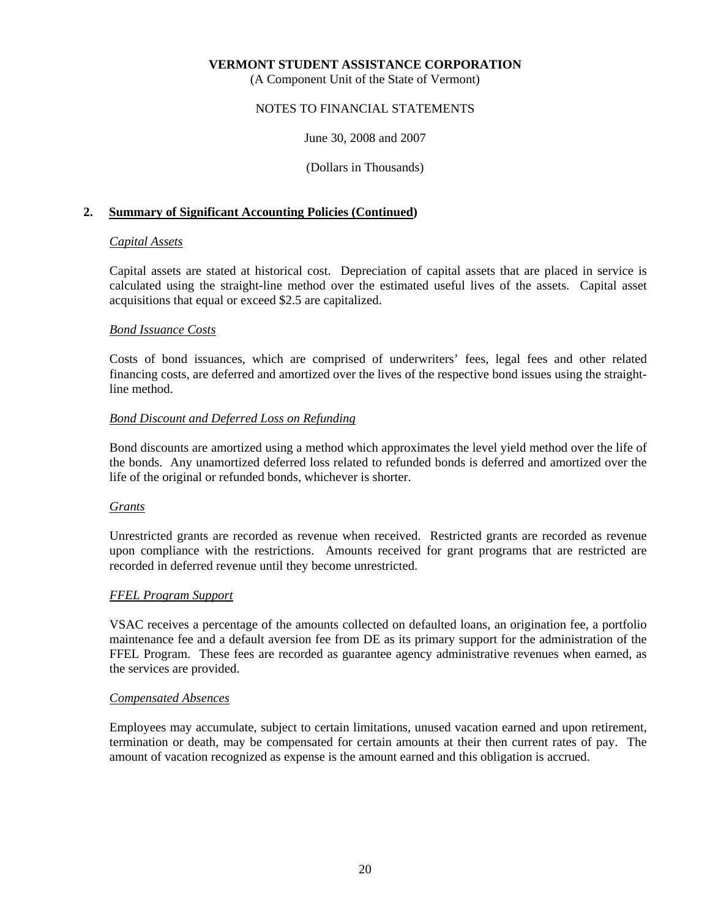**VERMONT STUDENT ASSISTANCE CORPORATION**
(A Component Unit of the State of Vermont)

NOTES TO FINANCIAL STATEMENTS

June 30, 2008 and 2007

(Dollars in Thousands)

## 2. Summary of Significant Accounting Policies (Continued)

*Capital Assets*

Capital assets are stated at historical cost. Depreciation of capital assets that are placed in service is calculated using the straight-line method over the estimated useful lives of the assets. Capital asset acquisitions that equal or exceed $2.5 are capitalized.

*Bond Issuance Costs*

Costs of bond issuances, which are comprised of underwriters' fees, legal fees and other related financing costs, are deferred and amortized over the lives of the respective bond issues using the straight-line method.

*Bond Discount and Deferred Loss on Refunding*

Bond discounts are amortized using a method which approximates the level yield method over the life of the bonds. Any unamortized deferred loss related to refunded bonds is deferred and amortized over the life of the original or refunded bonds, whichever is shorter.

*Grants*

Unrestricted grants are recorded as revenue when received. Restricted grants are recorded as revenue upon compliance with the restrictions. Amounts received for grant programs that are restricted are recorded in deferred revenue until they become unrestricted.

*FFEL Program Support*

VSAC receives a percentage of the amounts collected on defaulted loans, an origination fee, a portfolio maintenance fee and a default aversion fee from DE as its primary support for the administration of the FFEL Program. These fees are recorded as guarantee agency administrative revenues when earned, as the services are provided.

*Compensated Absences*

Employees may accumulate, subject to certain limitations, unused vacation earned and upon retirement, termination or death, may be compensated for certain amounts at their then current rates of pay. The amount of vacation recognized as expense is the amount earned and this obligation is accrued.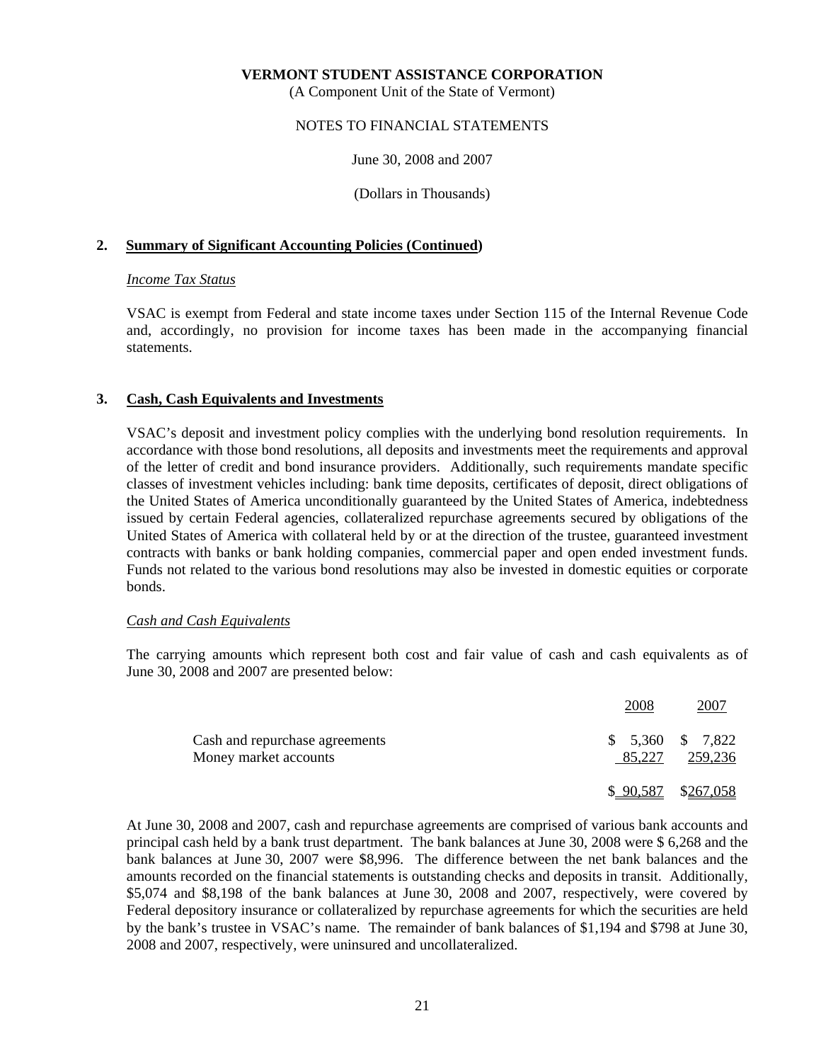**VERMONT STUDENT ASSISTANCE CORPORATION**
(A Component Unit of the State of Vermont)

NOTES TO FINANCIAL STATEMENTS

June 30, 2008 and 2007

(Dollars in Thousands)

## 2. Summary of Significant Accounting Policies (Continued)

*Income Tax Status*

VSAC is exempt from Federal and state income taxes under Section 115 of the Internal Revenue Code and, accordingly, no provision for income taxes has been made in the accompanying financial statements.

## 3. Cash, Cash Equivalents and Investments

VSAC's deposit and investment policy complies with the underlying bond resolution requirements. In accordance with those bond resolutions, all deposits and investments meet the requirements and approval of the letter of credit and bond insurance providers. Additionally, such requirements mandate specific classes of investment vehicles including: bank time deposits, certificates of deposit, direct obligations of the United States of America unconditionally guaranteed by the United States of America, indebtedness issued by certain Federal agencies, collateralized repurchase agreements secured by obligations of the United States of America with collateral held by or at the direction of the trustee, guaranteed investment contracts with banks or bank holding companies, commercial paper and open ended investment funds. Funds not related to the various bond resolutions may also be invested in domestic equities or corporate bonds.

*Cash and Cash Equivalents*

The carrying amounts which represent both cost and fair value of cash and cash equivalents as of June 30, 2008 and 2007 are presented below:

| | 2008 | 2007 |
|---|---|---|
| Cash and repurchase agreements | $ 5,360 | $ 7,822 |
| Money market accounts | 85,227 | 259,236 |
| | $ 90,587 | $267,058 |

At June 30, 2008 and 2007, cash and repurchase agreements are comprised of various bank accounts and principal cash held by a bank trust department. The bank balances at June 30, 2008 were $ 6,268 and the bank balances at June 30, 2007 were $8,996. The difference between the net bank balances and the amounts recorded on the financial statements is outstanding checks and deposits in transit. Additionally, $5,074 and $8,198 of the bank balances at June 30, 2008 and 2007, respectively, were covered by Federal depository insurance or collateralized by repurchase agreements for which the securities are held by the bank's trustee in VSAC's name. The remainder of bank balances of $1,194 and $798 at June 30, 2008 and 2007, respectively, were uninsured and uncollateralized.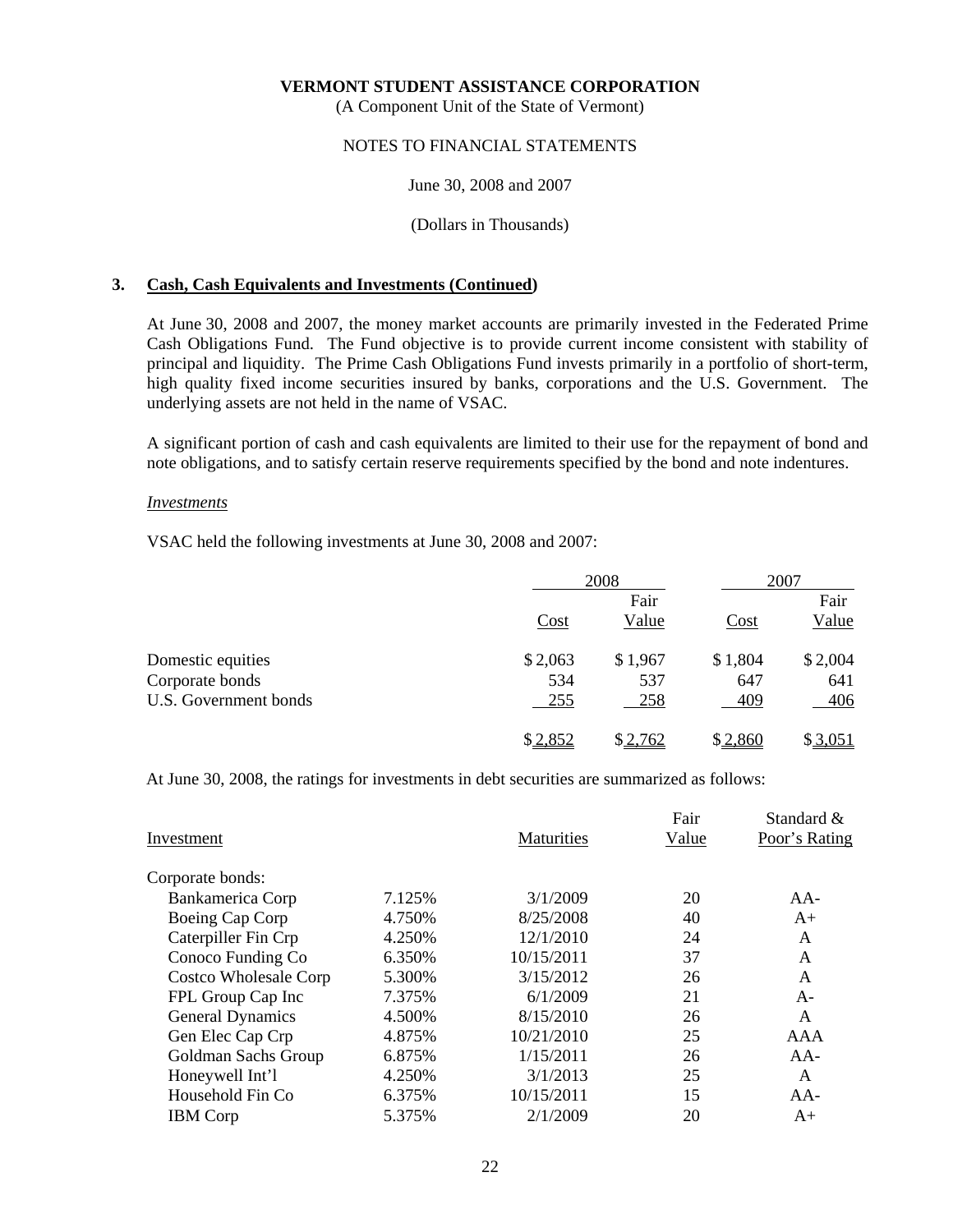**VERMONT STUDENT ASSISTANCE CORPORATION**
(A Component Unit of the State of Vermont)

NOTES TO FINANCIAL STATEMENTS

June 30, 2008 and 2007

(Dollars in Thousands)

## 3. Cash, Cash Equivalents and Investments (Continued)

At June 30, 2008 and 2007, the money market accounts are primarily invested in the Federated Prime Cash Obligations Fund. The Fund objective is to provide current income consistent with stability of principal and liquidity. The Prime Cash Obligations Fund invests primarily in a portfolio of short-term, high quality fixed income securities insured by banks, corporations and the U.S. Government. The underlying assets are not held in the name of VSAC.

A significant portion of cash and cash equivalents are limited to their use for the repayment of bond and note obligations, and to satisfy certain reserve requirements specified by the bond and note indentures.

*Investments*

VSAC held the following investments at June 30, 2008 and 2007:

| | 2008 | | 2007 | |
|---|---|---|---|---|
| | Cost | Fair Value | Cost | Fair Value |
| Domestic equities | $ 2,063 | $ 1,967 | $ 1,804 | $ 2,004 |
| Corporate bonds | 534 | 537 | 647 | 641 |
| U.S. Government bonds | 255 | 258 | 409 | 406 |
| | $ 2,852 | $ 2,762 | $ 2,860 | $ 3,051 |

At June 30, 2008, the ratings for investments in debt securities are summarized as follows:

| Investment | | Maturities | Fair Value | Standard & Poor's Rating |
|---|---|---|---|---|
| Corporate bonds: | | | | |
| Bankamerica Corp | 7.125% | 3/1/2009 | 20 | AA- |
| Boeing Cap Corp | 4.750% | 8/25/2008 | 40 | A+ |
| Caterpiller Fin Crp | 4.250% | 12/1/2010 | 24 | A |
| Conoco Funding Co | 6.350% | 10/15/2011 | 37 | A |
| Costco Wholesale Corp | 5.300% | 3/15/2012 | 26 | A |
| FPL Group Cap Inc | 7.375% | 6/1/2009 | 21 | A- |
| General Dynamics | 4.500% | 8/15/2010 | 26 | A |
| Gen Elec Cap Crp | 4.875% | 10/21/2010 | 25 | AAA |
| Goldman Sachs Group | 6.875% | 1/15/2011 | 26 | AA- |
| Honeywell Int'l | 4.250% | 3/1/2013 | 25 | A |
| Household Fin Co | 6.375% | 10/15/2011 | 15 | AA- |
| IBM Corp | 5.375% | 2/1/2009 | 20 | A+ |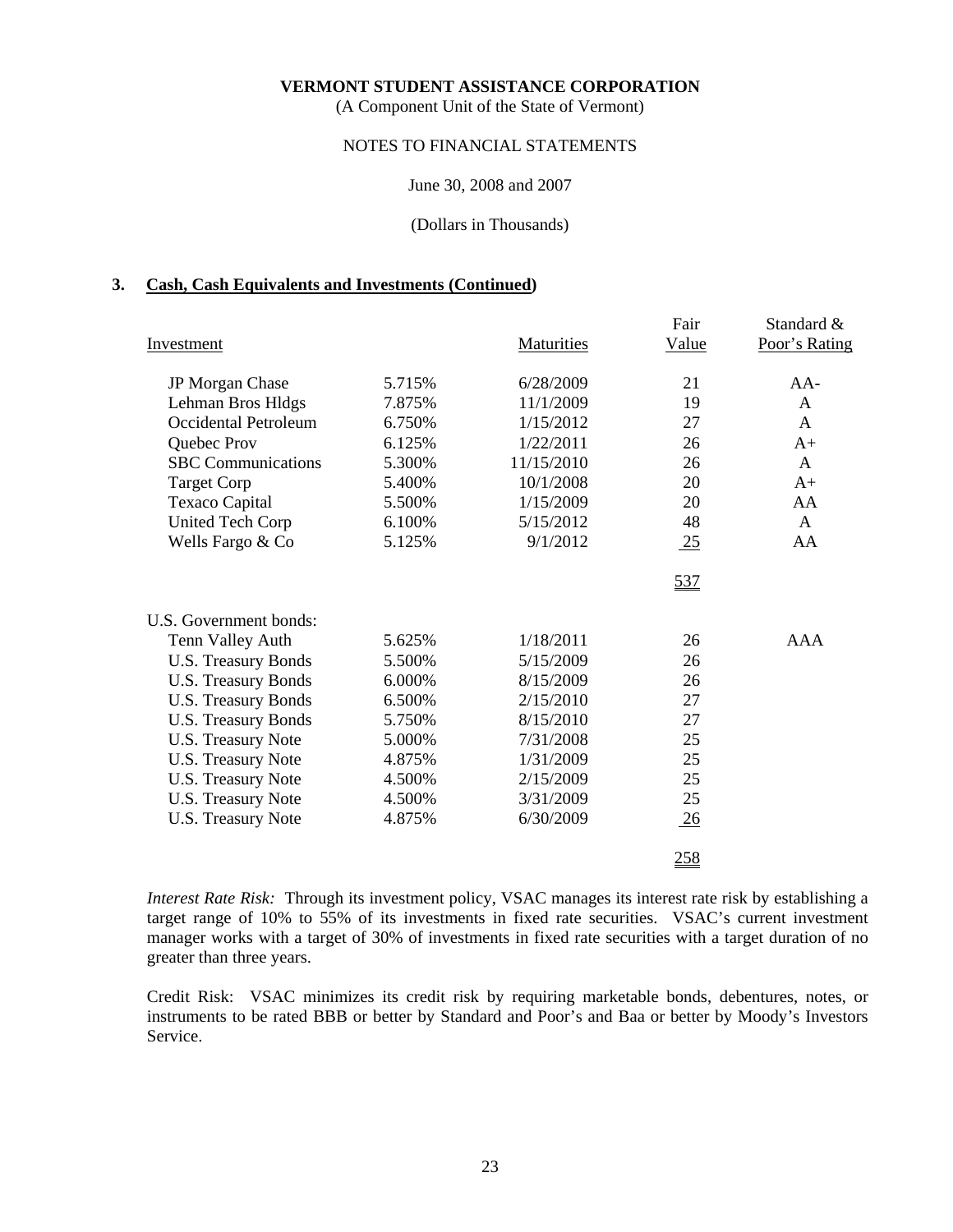VERMONT STUDENT ASSISTANCE CORPORATION
(A Component Unit of the State of Vermont)

NOTES TO FINANCIAL STATEMENTS

June 30, 2008 and 2007

(Dollars in Thousands)

## 3. Cash, Cash Equivalents and Investments (Continued)

| Investment | | Maturities | Fair Value | Standard & Poor's Rating |
|---|---|---|---|---|
| JP Morgan Chase | 5.715% | 6/28/2009 | 21 | AA- |
| Lehman Bros Hldgs | 7.875% | 11/1/2009 | 19 | A |
| Occidental Petroleum | 6.750% | 1/15/2012 | 27 | A |
| Quebec Prov | 6.125% | 1/22/2011 | 26 | A+ |
| SBC Communications | 5.300% | 11/15/2010 | 26 | A |
| Target Corp | 5.400% | 10/1/2008 | 20 | A+ |
| Texaco Capital | 5.500% | 1/15/2009 | 20 | AA |
| United Tech Corp | 6.100% | 5/15/2012 | 48 | A |
| Wells Fargo & Co | 5.125% | 9/1/2012 | 25 | AA |
| | | | 537 | |
| U.S. Government bonds: | | | | |
| Tenn Valley Auth | 5.625% | 1/18/2011 | 26 | AAA |
| U.S. Treasury Bonds | 5.500% | 5/15/2009 | 26 | |
| U.S. Treasury Bonds | 6.000% | 8/15/2009 | 26 | |
| U.S. Treasury Bonds | 6.500% | 2/15/2010 | 27 | |
| U.S. Treasury Bonds | 5.750% | 8/15/2010 | 27 | |
| U.S. Treasury Note | 5.000% | 7/31/2008 | 25 | |
| U.S. Treasury Note | 4.875% | 1/31/2009 | 25 | |
| U.S. Treasury Note | 4.500% | 2/15/2009 | 25 | |
| U.S. Treasury Note | 4.500% | 3/31/2009 | 25 | |
| U.S. Treasury Note | 4.875% | 6/30/2009 | 26 | |
| | | | 258 | |

*Interest Rate Risk:* Through its investment policy, VSAC manages its interest rate risk by establishing a target range of 10% to 55% of its investments in fixed rate securities. VSAC's current investment manager works with a target of 30% of investments in fixed rate securities with a target duration of no greater than three years.

Credit Risk: VSAC minimizes its credit risk by requiring marketable bonds, debentures, notes, or instruments to be rated BBB or better by Standard and Poor's and Baa or better by Moody's Investors Service.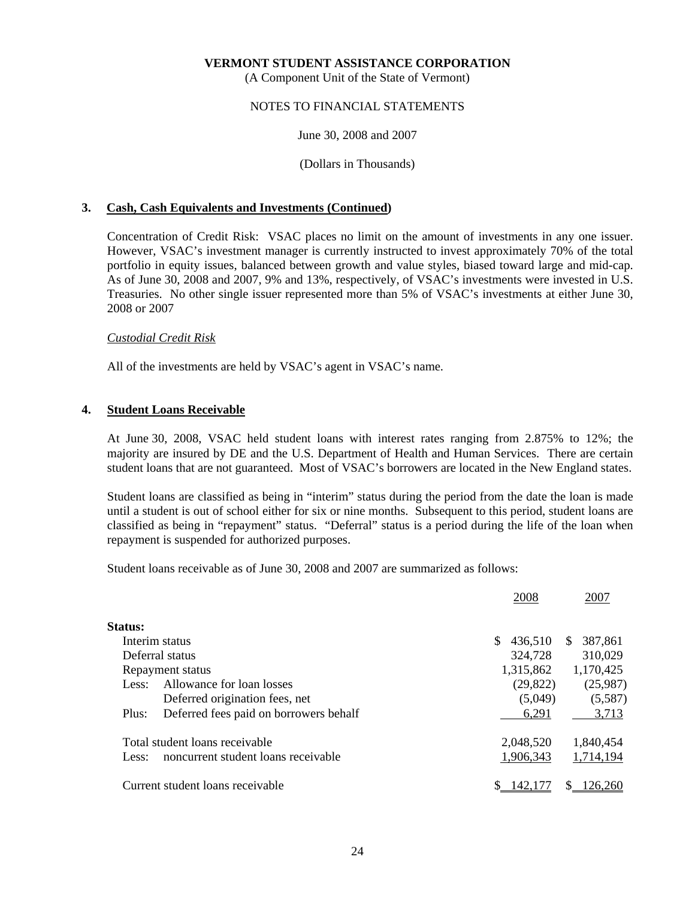**VERMONT STUDENT ASSISTANCE CORPORATION**
(A Component Unit of the State of Vermont)

NOTES TO FINANCIAL STATEMENTS

June 30, 2008 and 2007

(Dollars in Thousands)

## 3. Cash, Cash Equivalents and Investments (Continued)

Concentration of Credit Risk: VSAC places no limit on the amount of investments in any one issuer. However, VSAC's investment manager is currently instructed to invest approximately 70% of the total portfolio in equity issues, balanced between growth and value styles, biased toward large and mid-cap. As of June 30, 2008 and 2007, 9% and 13%, respectively, of VSAC's investments were invested in U.S. Treasuries. No other single issuer represented more than 5% of VSAC's investments at either June 30, 2008 or 2007

*Custodial Credit Risk*

All of the investments are held by VSAC's agent in VSAC's name.

## 4. Student Loans Receivable

At June 30, 2008, VSAC held student loans with interest rates ranging from 2.875% to 12%; the majority are insured by DE and the U.S. Department of Health and Human Services. There are certain student loans that are not guaranteed. Most of VSAC's borrowers are located in the New England states.

Student loans are classified as being in "interim" status during the period from the date the loan is made until a student is out of school either for six or nine months. Subsequent to this period, student loans are classified as being in "repayment" status. "Deferral" status is a period during the life of the loan when repayment is suspended for authorized purposes.

Student loans receivable as of June 30, 2008 and 2007 are summarized as follows:

| | 2008 | 2007 |
|---|---|---|
| **Status:** | | |
| Interim status | $ 436,510 | $ 387,861 |
| Deferral status | 324,728 | 310,029 |
| Repayment status | 1,315,862 | 1,170,425 |
| Less: Allowance for loan losses | (29,822) | (25,987) |
| Deferred origination fees, net | (5,049) | (5,587) |
| Plus: Deferred fees paid on borrowers behalf | 6,291 | 3,713 |
| Total student loans receivable | 2,048,520 | 1,840,454 |
| Less: noncurrent student loans receivable | 1,906,343 | 1,714,194 |
| Current student loans receivable | $ 142,177 | $ 126,260 |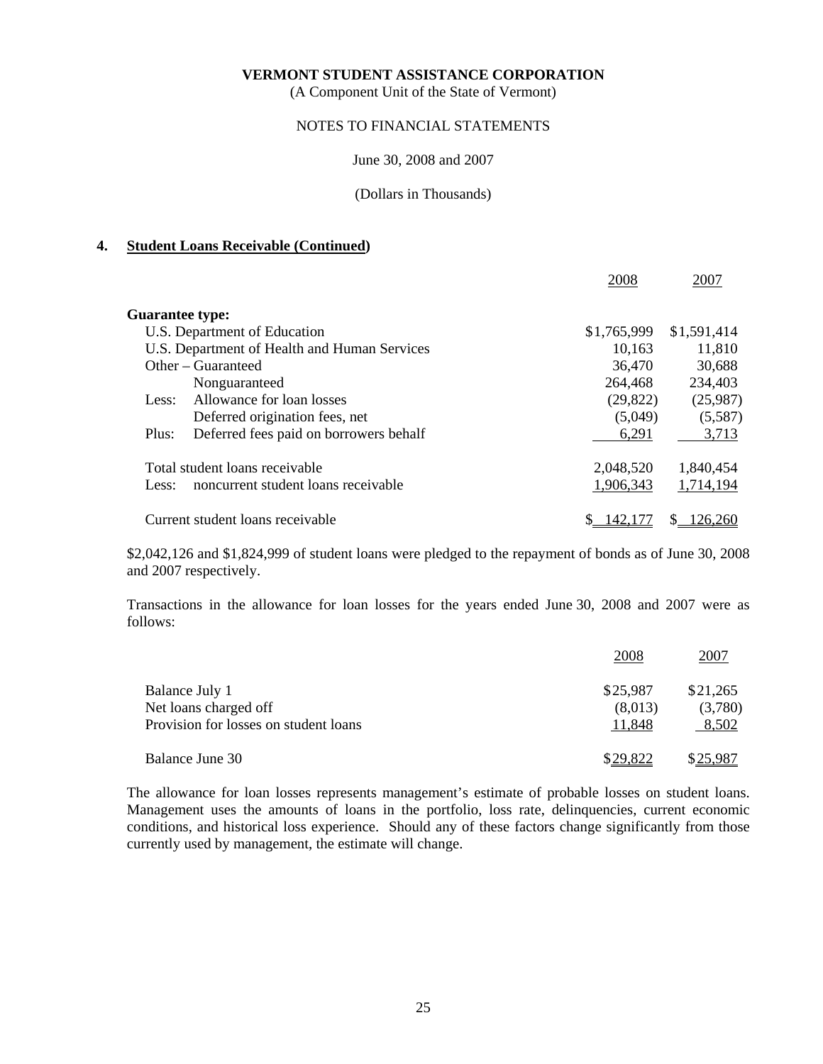**VERMONT STUDENT ASSISTANCE CORPORATION**
(A Component Unit of the State of Vermont)

NOTES TO FINANCIAL STATEMENTS

June 30, 2008 and 2007

(Dollars in Thousands)

## 4. Student Loans Receivable (Continued)

| | 2008 | 2007 |
|---|---|---|
| **Guarantee type:** | | |
| U.S. Department of Education | \$1,765,999 | \$1,591,414 |
| U.S. Department of Health and Human Services | 10,163 | 11,810 |
| Other – Guaranteed | 36,470 | 30,688 |
| Nonguaranteed | 264,468 | 234,403 |
| Less: Allowance for loan losses | (29,822) | (25,987) |
| Deferred origination fees, net | (5,049) | (5,587) |
| Plus: Deferred fees paid on borrowers behalf | 6,291 | 3,713 |
| Total student loans receivable | 2,048,520 | 1,840,454 |
| Less: noncurrent student loans receivable | 1,906,343 | 1,714,194 |
| Current student loans receivable | \$ 142,177 | \$ 126,260 |

\$2,042,126 and \$1,824,999 of student loans were pledged to the repayment of bonds as of June 30, 2008 and 2007 respectively.

Transactions in the allowance for loan losses for the years ended June 30, 2008 and 2007 were as follows:

| | 2008 | 2007 |
|---|---|---|
| Balance July 1 | \$25,987 | \$21,265 |
| Net loans charged off | (8,013) | (3,780) |
| Provision for losses on student loans | 11,848 | 8,502 |
| Balance June 30 | \$29,822 | \$25,987 |

The allowance for loan losses represents management's estimate of probable losses on student loans. Management uses the amounts of loans in the portfolio, loss rate, delinquencies, current economic conditions, and historical loss experience. Should any of these factors change significantly from those currently used by management, the estimate will change.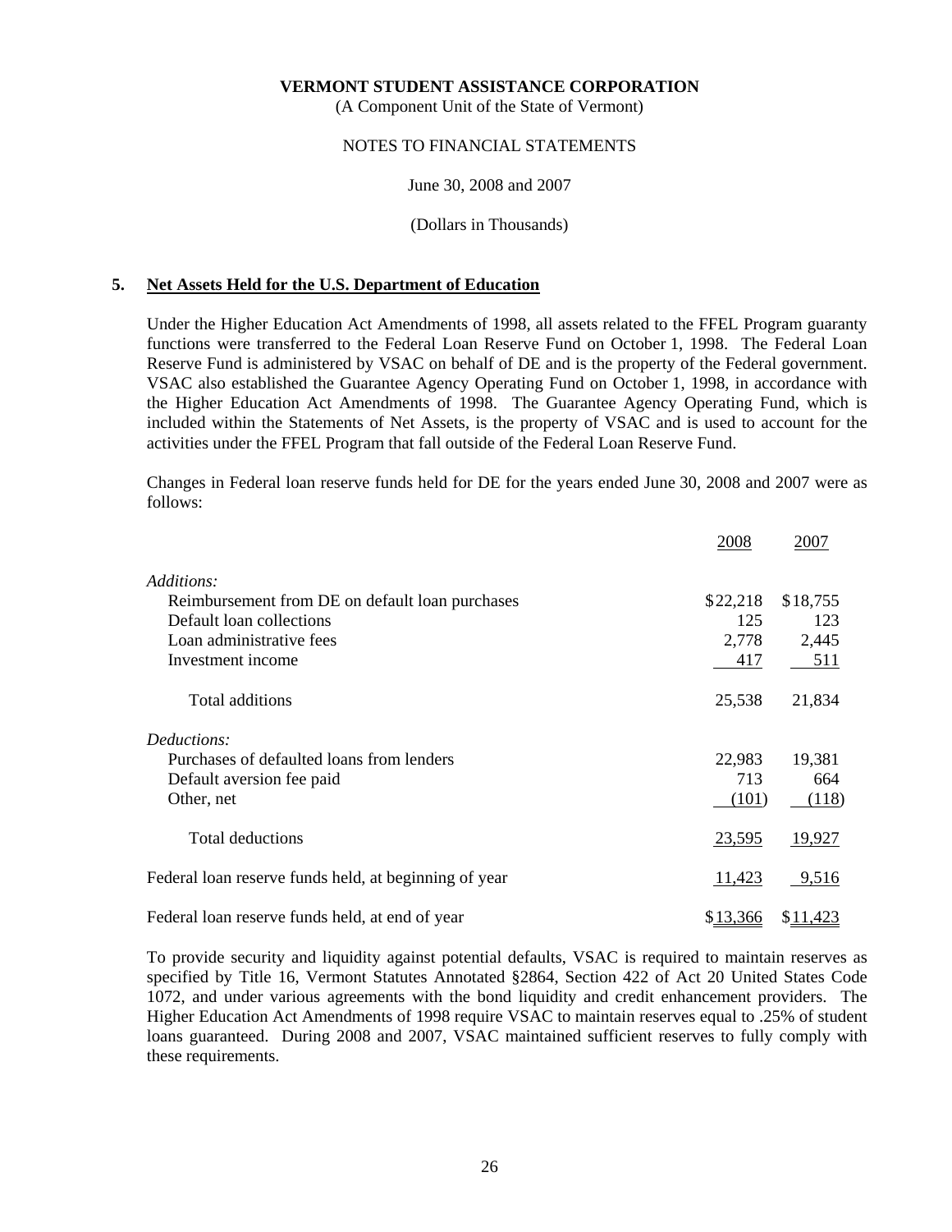**VERMONT STUDENT ASSISTANCE CORPORATION**

(A Component Unit of the State of Vermont)

NOTES TO FINANCIAL STATEMENTS

June 30, 2008 and 2007

(Dollars in Thousands)

## 5. Net Assets Held for the U.S. Department of Education

Under the Higher Education Act Amendments of 1998, all assets related to the FFEL Program guaranty functions were transferred to the Federal Loan Reserve Fund on October 1, 1998. The Federal Loan Reserve Fund is administered by VSAC on behalf of DE and is the property of the Federal government. VSAC also established the Guarantee Agency Operating Fund on October 1, 1998, in accordance with the Higher Education Act Amendments of 1998. The Guarantee Agency Operating Fund, which is included within the Statements of Net Assets, is the property of VSAC and is used to account for the activities under the FFEL Program that fall outside of the Federal Loan Reserve Fund.

Changes in Federal loan reserve funds held for DE for the years ended June 30, 2008 and 2007 were as follows:

| | 2008 | 2007 |
|---|---|---|
| *Additions:* | | |
| Reimbursement from DE on default loan purchases | $22,218 | $18,755 |
| Default loan collections | 125 | 123 |
| Loan administrative fees | 2,778 | 2,445 |
| Investment income | 417 | 511 |
| Total additions | 25,538 | 21,834 |
| *Deductions:* | | |
| Purchases of defaulted loans from lenders | 22,983 | 19,381 |
| Default aversion fee paid | 713 | 664 |
| Other, net | (101) | (118) |
| Total deductions | 23,595 | 19,927 |
| Federal loan reserve funds held, at beginning of year | 11,423 | 9,516 |
| Federal loan reserve funds held, at end of year | $13,366 | $11,423 |

To provide security and liquidity against potential defaults, VSAC is required to maintain reserves as specified by Title 16, Vermont Statutes Annotated §2864, Section 422 of Act 20 United States Code 1072, and under various agreements with the bond liquidity and credit enhancement providers. The Higher Education Act Amendments of 1998 require VSAC to maintain reserves equal to .25% of student loans guaranteed. During 2008 and 2007, VSAC maintained sufficient reserves to fully comply with these requirements.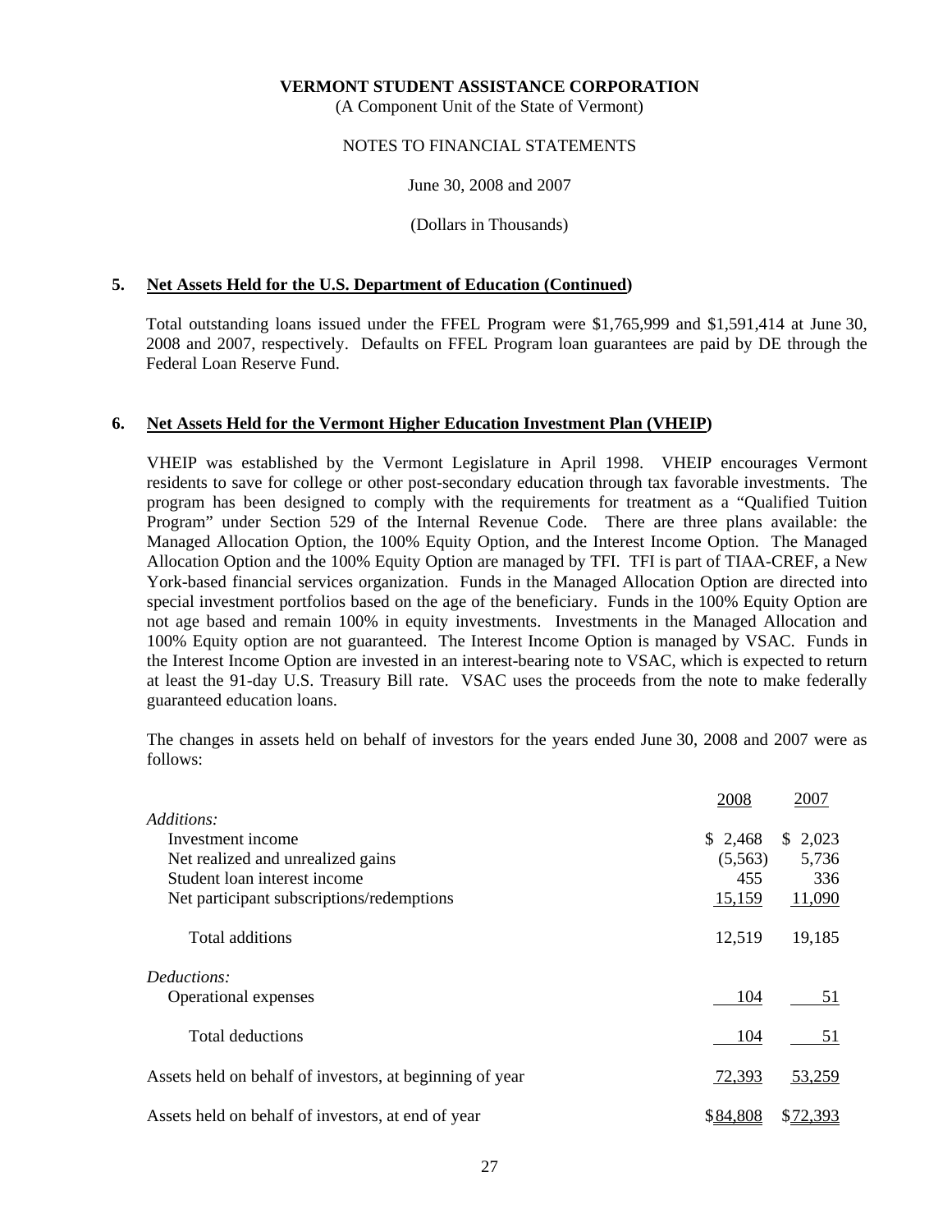**VERMONT STUDENT ASSISTANCE CORPORATION**
(A Component Unit of the State of Vermont)

NOTES TO FINANCIAL STATEMENTS

June 30, 2008 and 2007

(Dollars in Thousands)

## 5. Net Assets Held for the U.S. Department of Education (Continued)

Total outstanding loans issued under the FFEL Program were $1,765,999 and $1,591,414 at June 30, 2008 and 2007, respectively. Defaults on FFEL Program loan guarantees are paid by DE through the Federal Loan Reserve Fund.

## 6. Net Assets Held for the Vermont Higher Education Investment Plan (VHEIP)

VHEIP was established by the Vermont Legislature in April 1998. VHEIP encourages Vermont residents to save for college or other post-secondary education through tax favorable investments. The program has been designed to comply with the requirements for treatment as a "Qualified Tuition Program" under Section 529 of the Internal Revenue Code. There are three plans available: the Managed Allocation Option, the 100% Equity Option, and the Interest Income Option. The Managed Allocation Option and the 100% Equity Option are managed by TFI. TFI is part of TIAA-CREF, a New York-based financial services organization. Funds in the Managed Allocation Option are directed into special investment portfolios based on the age of the beneficiary. Funds in the 100% Equity Option are not age based and remain 100% in equity investments. Investments in the Managed Allocation and 100% Equity option are not guaranteed. The Interest Income Option is managed by VSAC. Funds in the Interest Income Option are invested in an interest-bearing note to VSAC, which is expected to return at least the 91-day U.S. Treasury Bill rate. VSAC uses the proceeds from the note to make federally guaranteed education loans.

The changes in assets held on behalf of investors for the years ended June 30, 2008 and 2007 were as follows:

| | 2008 | 2007 |
|---|---|---|
| *Additions:* | | |
| Investment income | $ 2,468 | $ 2,023 |
| Net realized and unrealized gains | (5,563) | 5,736 |
| Student loan interest income | 455 | 336 |
| Net participant subscriptions/redemptions | 15,159 | 11,090 |
| Total additions | 12,519 | 19,185 |
| *Deductions:* | | |
| Operational expenses | 104 | 51 |
| Total deductions | 104 | 51 |
| Assets held on behalf of investors, at beginning of year | 72,393 | 53,259 |
| Assets held on behalf of investors, at end of year | $84,808 | $72,393 |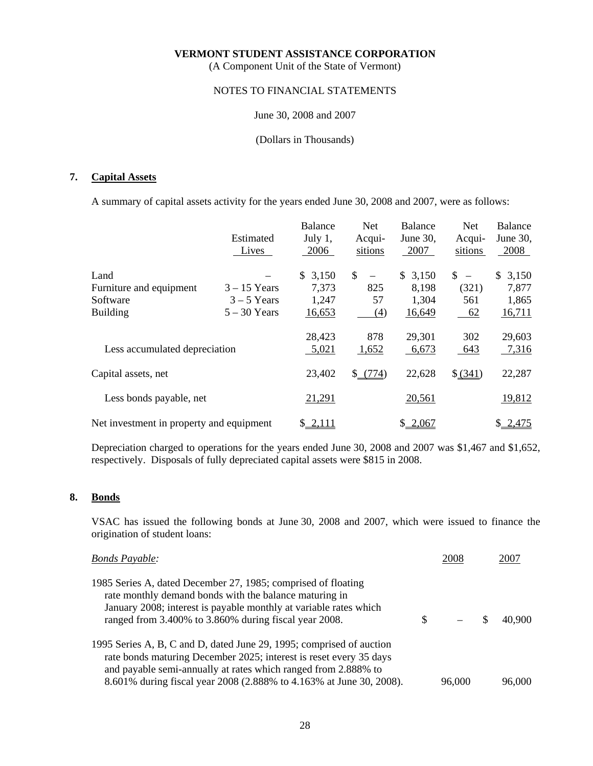**VERMONT STUDENT ASSISTANCE CORPORATION**
(A Component Unit of the State of Vermont)

NOTES TO FINANCIAL STATEMENTS

June 30, 2008 and 2007

(Dollars in Thousands)

## 7. Capital Assets

A summary of capital assets activity for the years ended June 30, 2008 and 2007, were as follows:

| | Estimated Lives | Balance July 1, 2006 | Net Acqui-sitions | Balance June 30, 2007 | Net Acqui-sitions | Balance June 30, 2008 |
|---|---|---|---|---|---|---|
| Land | – | $ 3,150 | $ – | $ 3,150 | $ – | $ 3,150 |
| Furniture and equipment | 3 – 15 Years | 7,373 | 825 | 8,198 | (321) | 7,877 |
| Software | 3 – 5 Years | 1,247 | 57 | 1,304 | 561 | 1,865 |
| Building | 5 – 30 Years | 16,653 | (4) | 16,649 | 62 | 16,711 |
| | | 28,423 | 878 | 29,301 | 302 | 29,603 |
| Less accumulated depreciation | | 5,021 | 1,652 | 6,673 | 643 | 7,316 |
| Capital assets, net | | 23,402 | $ (774) | 22,628 | $ (341) | 22,287 |
| Less bonds payable, net | | 21,291 | | 20,561 | | 19,812 |
| Net investment in property and equipment | | $ 2,111 | | $ 2,067 | | $ 2,475 |

Depreciation charged to operations for the years ended June 30, 2008 and 2007 was $1,467 and $1,652, respectively. Disposals of fully depreciated capital assets were $815 in 2008.

## 8. Bonds

VSAC has issued the following bonds at June 30, 2008 and 2007, which were issued to finance the origination of student loans:

| *Bonds Payable:* | 2008 | 2007 |
|---|---|---|
| 1985 Series A, dated December 27, 1985; comprised of floating rate monthly demand bonds with the balance maturing in January 2008; interest is payable monthly at variable rates which ranged from 3.400% to 3.860% during fiscal year 2008. | $ – | $ 40,900 |
| 1995 Series A, B, C and D, dated June 29, 1995; comprised of auction rate bonds maturing December 2025; interest is reset every 35 days and payable semi-annually at rates which ranged from 2.888% to 8.601% during fiscal year 2008 (2.888% to 4.163% at June 30, 2008). | 96,000 | 96,000 |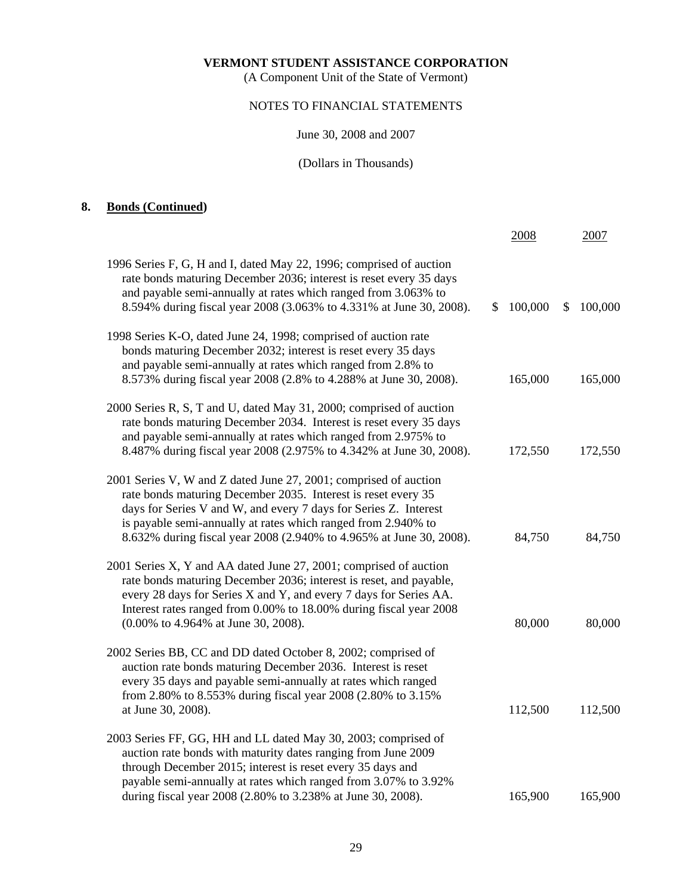**VERMONT STUDENT ASSISTANCE CORPORATION**
(A Component Unit of the State of Vermont)

NOTES TO FINANCIAL STATEMENTS

June 30, 2008 and 2007

(Dollars in Thousands)

## 8. Bonds (Continued)

| | 2008 | 2007 |
|---|---|---|
| 1996 Series F, G, H and I, dated May 22, 1996; comprised of auction rate bonds maturing December 2036; interest is reset every 35 days and payable semi-annually at rates which ranged from 3.063% to 8.594% during fiscal year 2008 (3.063% to 4.331% at June 30, 2008). | $ 100,000 | $ 100,000 |
| 1998 Series K-O, dated June 24, 1998; comprised of auction rate bonds maturing December 2032; interest is reset every 35 days and payable semi-annually at rates which ranged from 2.8% to 8.573% during fiscal year 2008 (2.8% to 4.288% at June 30, 2008). | 165,000 | 165,000 |
| 2000 Series R, S, T and U, dated May 31, 2000; comprised of auction rate bonds maturing December 2034. Interest is reset every 35 days and payable semi-annually at rates which ranged from 2.975% to 8.487% during fiscal year 2008 (2.975% to 4.342% at June 30, 2008). | 172,550 | 172,550 |
| 2001 Series V, W and Z dated June 27, 2001; comprised of auction rate bonds maturing December 2035. Interest is reset every 35 days for Series V and W, and every 7 days for Series Z. Interest is payable semi-annually at rates which ranged from 2.940% to 8.632% during fiscal year 2008 (2.940% to 4.965% at June 30, 2008). | 84,750 | 84,750 |
| 2001 Series X, Y and AA dated June 27, 2001; comprised of auction rate bonds maturing December 2036; interest is reset, and payable, every 28 days for Series X and Y, and every 7 days for Series AA. Interest rates ranged from 0.00% to 18.00% during fiscal year 2008 (0.00% to 4.964% at June 30, 2008). | 80,000 | 80,000 |
| 2002 Series BB, CC and DD dated October 8, 2002; comprised of auction rate bonds maturing December 2036. Interest is reset every 35 days and payable semi-annually at rates which ranged from 2.80% to 8.553% during fiscal year 2008 (2.80% to 3.15% at June 30, 2008). | 112,500 | 112,500 |
| 2003 Series FF, GG, HH and LL dated May 30, 2003; comprised of auction rate bonds with maturity dates ranging from June 2009 through December 2015; interest is reset every 35 days and payable semi-annually at rates which ranged from 3.07% to 3.92% during fiscal year 2008 (2.80% to 3.238% at June 30, 2008). | 165,900 | 165,900 |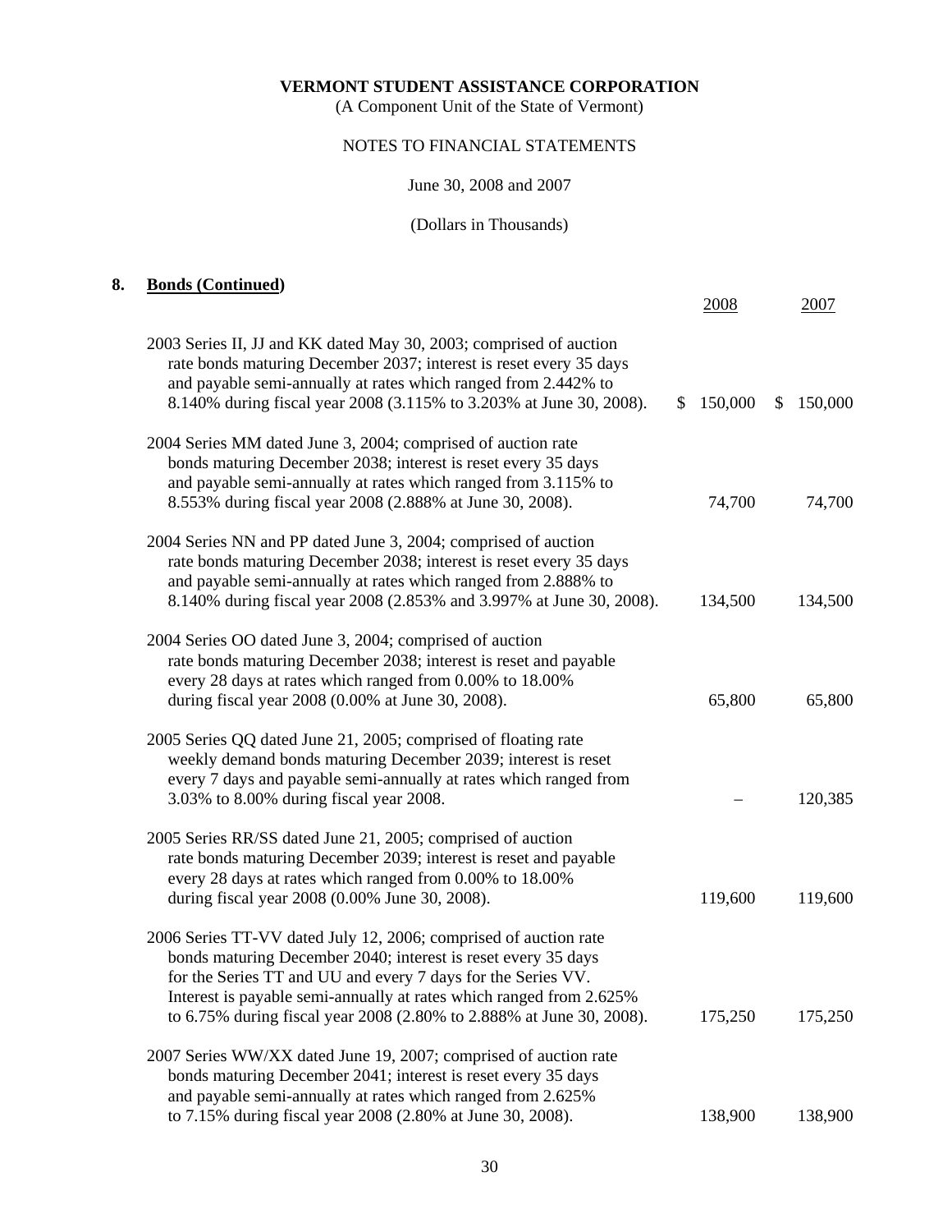**VERMONT STUDENT ASSISTANCE CORPORATION**
(A Component Unit of the State of Vermont)

NOTES TO FINANCIAL STATEMENTS

June 30, 2008 and 2007

(Dollars in Thousands)

## 8. Bonds (Continued)

| | 2008 | 2007 |
|---|---|---|
| 2003 Series II, JJ and KK dated May 30, 2003; comprised of auction rate bonds maturing December 2037; interest is reset every 35 days and payable semi-annually at rates which ranged from 2.442% to 8.140% during fiscal year 2008 (3.115% to 3.203% at June 30, 2008). | $ 150,000 | $ 150,000 |
| 2004 Series MM dated June 3, 2004; comprised of auction rate bonds maturing December 2038; interest is reset every 35 days and payable semi-annually at rates which ranged from 3.115% to 8.553% during fiscal year 2008 (2.888% at June 30, 2008). | 74,700 | 74,700 |
| 2004 Series NN and PP dated June 3, 2004; comprised of auction rate bonds maturing December 2038; interest is reset every 35 days and payable semi-annually at rates which ranged from 2.888% to 8.140% during fiscal year 2008 (2.853% and 3.997% at June 30, 2008). | 134,500 | 134,500 |
| 2004 Series OO dated June 3, 2004; comprised of auction rate bonds maturing December 2038; interest is reset and payable every 28 days at rates which ranged from 0.00% to 18.00% during fiscal year 2008 (0.00% at June 30, 2008). | 65,800 | 65,800 |
| 2005 Series QQ dated June 21, 2005; comprised of floating rate weekly demand bonds maturing December 2039; interest is reset every 7 days and payable semi-annually at rates which ranged from 3.03% to 8.00% during fiscal year 2008. | – | 120,385 |
| 2005 Series RR/SS dated June 21, 2005; comprised of auction rate bonds maturing December 2039; interest is reset and payable every 28 days at rates which ranged from 0.00% to 18.00% during fiscal year 2008 (0.00% June 30, 2008). | 119,600 | 119,600 |
| 2006 Series TT-VV dated July 12, 2006; comprised of auction rate bonds maturing December 2040; interest is reset every 35 days for the Series TT and UU and every 7 days for the Series VV. Interest is payable semi-annually at rates which ranged from 2.625% to 6.75% during fiscal year 2008 (2.80% to 2.888% at June 30, 2008). | 175,250 | 175,250 |
| 2007 Series WW/XX dated June 19, 2007; comprised of auction rate bonds maturing December 2041; interest is reset every 35 days and payable semi-annually at rates which ranged from 2.625% to 7.15% during fiscal year 2008 (2.80% at June 30, 2008). | 138,900 | 138,900 |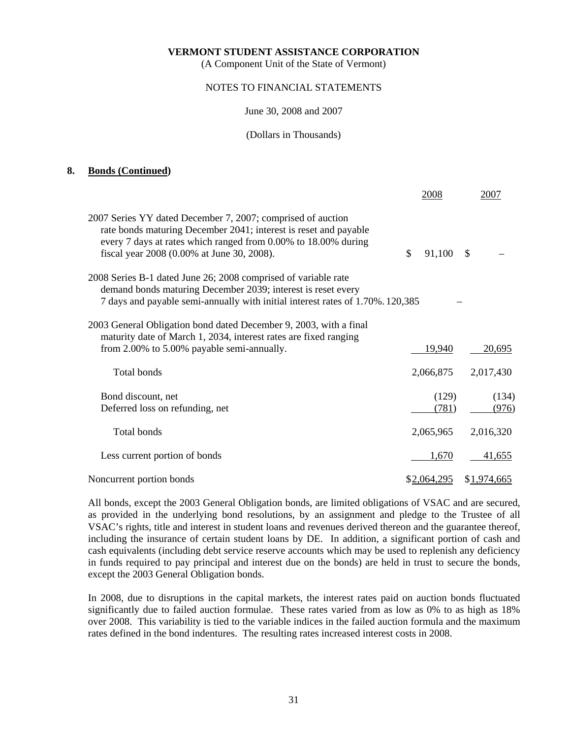**VERMONT STUDENT ASSISTANCE CORPORATION**
(A Component Unit of the State of Vermont)

NOTES TO FINANCIAL STATEMENTS

June 30, 2008 and 2007

(Dollars in Thousands)

## 8. Bonds (Continued)

| | 2008 | 2007 |
|---|---|---|
| 2007 Series YY dated December 7, 2007; comprised of auction rate bonds maturing December 2041; interest is reset and payable every 7 days at rates which ranged from 0.00% to 18.00% during fiscal year 2008 (0.00% at June 30, 2008). | $ 91,100 | $ – |
| 2008 Series B-1 dated June 26; 2008 comprised of variable rate demand bonds maturing December 2039; interest is reset every 7 days and payable semi-annually with initial interest rates of 1.70%. | 120,385 | – |
| 2003 General Obligation bond dated December 9, 2003, with a final maturity date of March 1, 2034, interest rates are fixed ranging from 2.00% to 5.00% payable semi-annually. | 19,940 | 20,695 |
| Total bonds | 2,066,875 | 2,017,430 |
| Bond discount, net | (129) | (134) |
| Deferred loss on refunding, net | (781) | (976) |
| Total bonds | 2,065,965 | 2,016,320 |
| Less current portion of bonds | 1,670 | 41,655 |
| Noncurrent portion bonds | $2,064,295 | $1,974,665 |

All bonds, except the 2003 General Obligation bonds, are limited obligations of VSAC and are secured, as provided in the underlying bond resolutions, by an assignment and pledge to the Trustee of all VSAC's rights, title and interest in student loans and revenues derived thereon and the guarantee thereof, including the insurance of certain student loans by DE. In addition, a significant portion of cash and cash equivalents (including debt service reserve accounts which may be used to replenish any deficiency in funds required to pay principal and interest due on the bonds) are held in trust to secure the bonds, except the 2003 General Obligation bonds.

In 2008, due to disruptions in the capital markets, the interest rates paid on auction bonds fluctuated significantly due to failed auction formulae. These rates varied from as low as 0% to as high as 18% over 2008. This variability is tied to the variable indices in the failed auction formula and the maximum rates defined in the bond indentures. The resulting rates increased interest costs in 2008.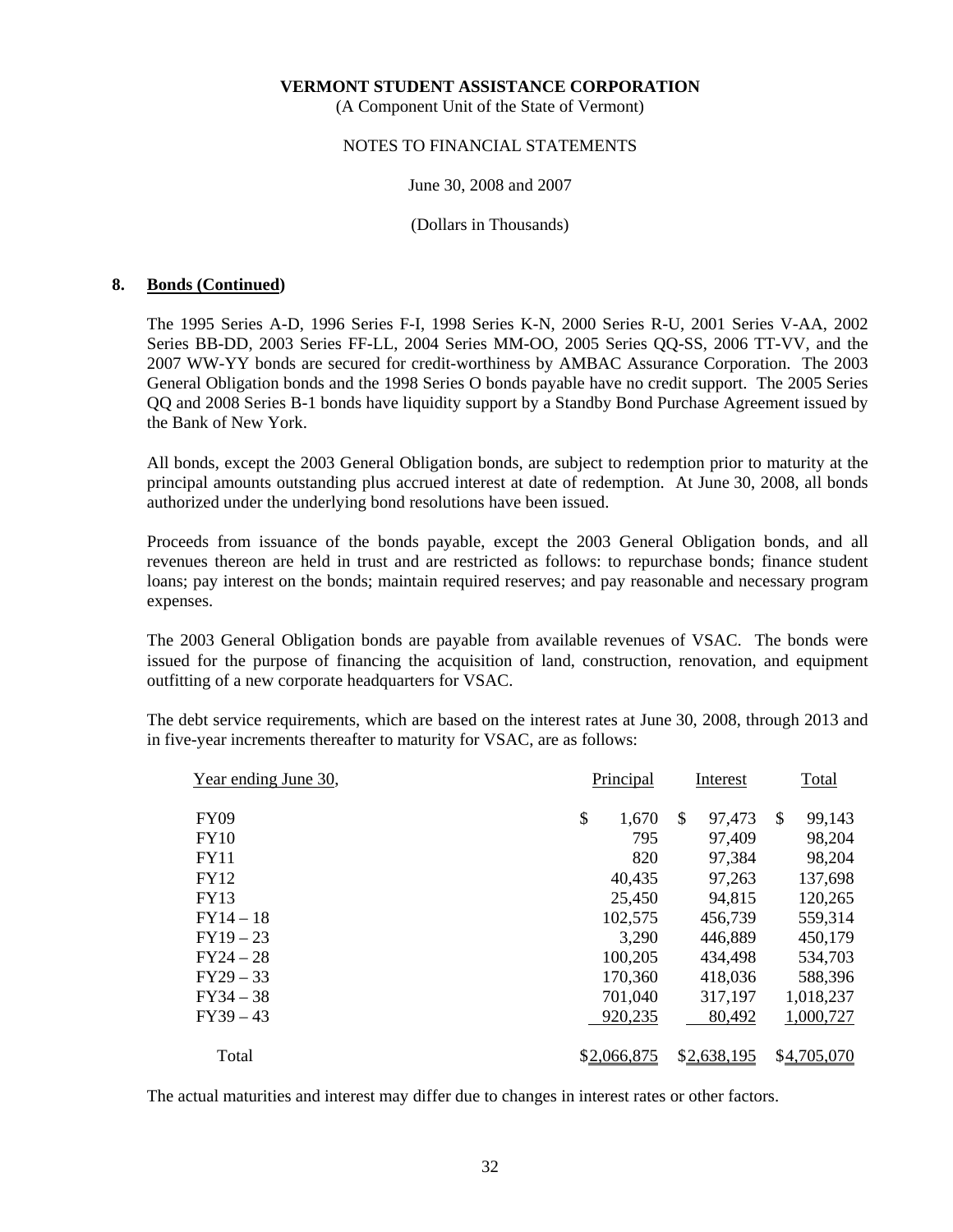**VERMONT STUDENT ASSISTANCE CORPORATION**
(A Component Unit of the State of Vermont)

NOTES TO FINANCIAL STATEMENTS

June 30, 2008 and 2007

(Dollars in Thousands)

## 8. Bonds (Continued)

The 1995 Series A-D, 1996 Series F-I, 1998 Series K-N, 2000 Series R-U, 2001 Series V-AA, 2002 Series BB-DD, 2003 Series FF-LL, 2004 Series MM-OO, 2005 Series QQ-SS, 2006 TT-VV, and the 2007 WW-YY bonds are secured for credit-worthiness by AMBAC Assurance Corporation. The 2003 General Obligation bonds and the 1998 Series O bonds payable have no credit support. The 2005 Series QQ and 2008 Series B-1 bonds have liquidity support by a Standby Bond Purchase Agreement issued by the Bank of New York.

All bonds, except the 2003 General Obligation bonds, are subject to redemption prior to maturity at the principal amounts outstanding plus accrued interest at date of redemption. At June 30, 2008, all bonds authorized under the underlying bond resolutions have been issued.

Proceeds from issuance of the bonds payable, except the 2003 General Obligation bonds, and all revenues thereon are held in trust and are restricted as follows: to repurchase bonds; finance student loans; pay interest on the bonds; maintain required reserves; and pay reasonable and necessary program expenses.

The 2003 General Obligation bonds are payable from available revenues of VSAC. The bonds were issued for the purpose of financing the acquisition of land, construction, renovation, and equipment outfitting of a new corporate headquarters for VSAC.

The debt service requirements, which are based on the interest rates at June 30, 2008, through 2013 and in five-year increments thereafter to maturity for VSAC, are as follows:

| Year ending June 30, | Principal | Interest | Total |
|---|---|---|---|
| FY09 | $ 1,670 | $ 97,473 | $ 99,143 |
| FY10 | 795 | 97,409 | 98,204 |
| FY11 | 820 | 97,384 | 98,204 |
| FY12 | 40,435 | 97,263 | 137,698 |
| FY13 | 25,450 | 94,815 | 120,265 |
| FY14 – 18 | 102,575 | 456,739 | 559,314 |
| FY19 – 23 | 3,290 | 446,889 | 450,179 |
| FY24 – 28 | 100,205 | 434,498 | 534,703 |
| FY29 – 33 | 170,360 | 418,036 | 588,396 |
| FY34 – 38 | 701,040 | 317,197 | 1,018,237 |
| FY39 – 43 | 920,235 | 80,492 | 1,000,727 |
| Total | $2,066,875 | $2,638,195 | $4,705,070 |

The actual maturities and interest may differ due to changes in interest rates or other factors.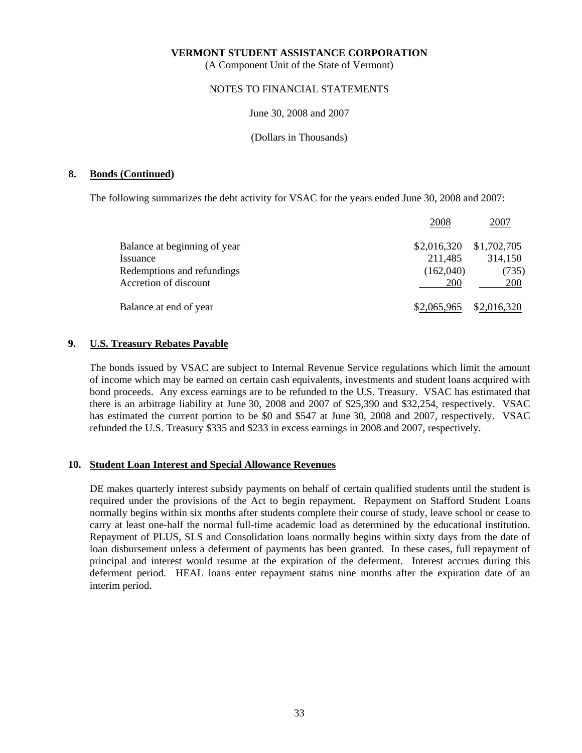**VERMONT STUDENT ASSISTANCE CORPORATION**
(A Component Unit of the State of Vermont)

NOTES TO FINANCIAL STATEMENTS

June 30, 2008 and 2007

(Dollars in Thousands)

## 8. Bonds (Continued)

The following summarizes the debt activity for VSAC for the years ended June 30, 2008 and 2007:

| | 2008 | 2007 |
|---|---|---|
| Balance at beginning of year | $2,016,320 | $1,702,705 |
| Issuance | 211,485 | 314,150 |
| Redemptions and refundings | (162,040) | (735) |
| Accretion of discount | 200 | 200 |
| Balance at end of year | $2,065,965 | $2,016,320 |

## 9. U.S. Treasury Rebates Payable

The bonds issued by VSAC are subject to Internal Revenue Service regulations which limit the amount of income which may be earned on certain cash equivalents, investments and student loans acquired with bond proceeds. Any excess earnings are to be refunded to the U.S. Treasury. VSAC has estimated that there is an arbitrage liability at June 30, 2008 and 2007 of $25,390 and $32,254, respectively. VSAC has estimated the current portion to be $0 and $547 at June 30, 2008 and 2007, respectively. VSAC refunded the U.S. Treasury $335 and $233 in excess earnings in 2008 and 2007, respectively.

## 10. Student Loan Interest and Special Allowance Revenues

DE makes quarterly interest subsidy payments on behalf of certain qualified students until the student is required under the provisions of the Act to begin repayment. Repayment on Stafford Student Loans normally begins within six months after students complete their course of study, leave school or cease to carry at least one-half the normal full-time academic load as determined by the educational institution. Repayment of PLUS, SLS and Consolidation loans normally begins within sixty days from the date of loan disbursement unless a deferment of payments has been granted. In these cases, full repayment of principal and interest would resume at the expiration of the deferment. Interest accrues during this deferment period. HEAL loans enter repayment status nine months after the expiration date of an interim period.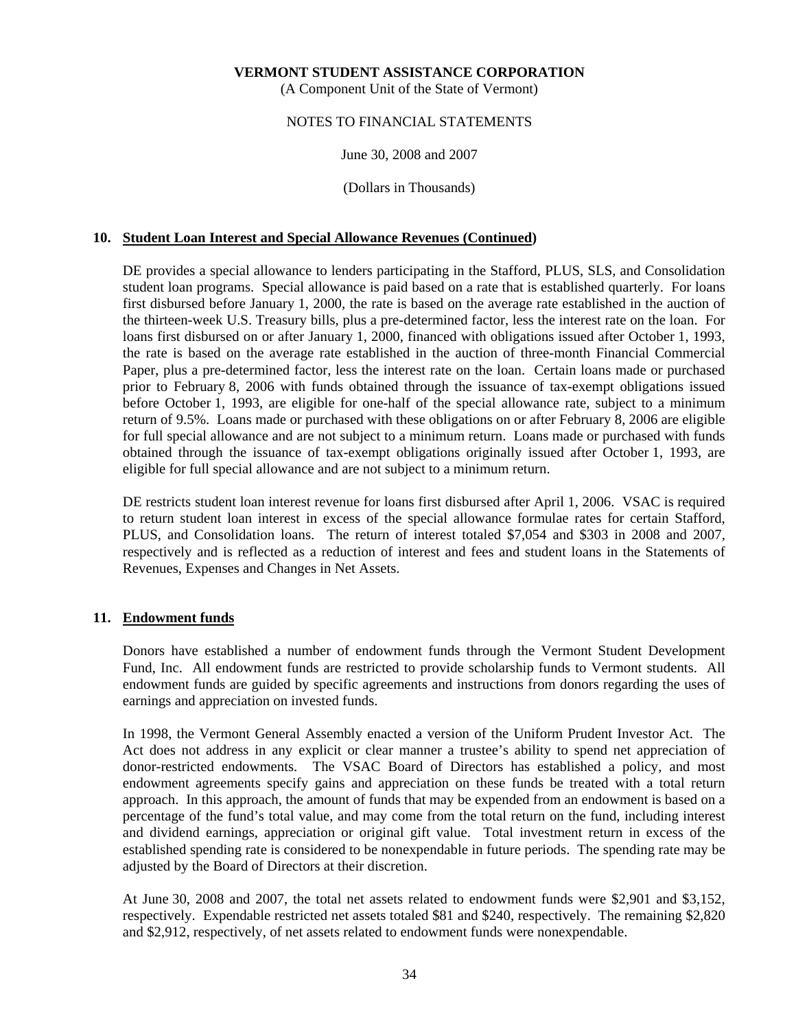## 10. Student Loan Interest and Special Allowance Revenues (Continued)

DE provides a special allowance to lenders participating in the Stafford, PLUS, SLS, and Consolidation student loan programs. Special allowance is paid based on a rate that is established quarterly. For loans first disbursed before January 1, 2000, the rate is based on the average rate established in the auction of the thirteen-week U.S. Treasury bills, plus a pre-determined factor, less the interest rate on the loan. For loans first disbursed on or after January 1, 2000, financed with obligations issued after October 1, 1993, the rate is based on the average rate established in the auction of three-month Financial Commercial Paper, plus a pre-determined factor, less the interest rate on the loan. Certain loans made or purchased prior to February 8, 2006 with funds obtained through the issuance of tax-exempt obligations issued before October 1, 1993, are eligible for one-half of the special allowance rate, subject to a minimum return of 9.5%. Loans made or purchased with these obligations on or after February 8, 2006 are eligible for full special allowance and are not subject to a minimum return. Loans made or purchased with funds obtained through the issuance of tax-exempt obligations originally issued after October 1, 1993, are eligible for full special allowance and are not subject to a minimum return.

DE restricts student loan interest revenue for loans first disbursed after April 1, 2006. VSAC is required to return student loan interest in excess of the special allowance formulae rates for certain Stafford, PLUS, and Consolidation loans. The return of interest totaled $7,054 and $303 in 2008 and 2007, respectively and is reflected as a reduction of interest and fees and student loans in the Statements of Revenues, Expenses and Changes in Net Assets.

## 11. Endowment funds

Donors have established a number of endowment funds through the Vermont Student Development Fund, Inc. All endowment funds are restricted to provide scholarship funds to Vermont students. All endowment funds are guided by specific agreements and instructions from donors regarding the uses of earnings and appreciation on invested funds.

In 1998, the Vermont General Assembly enacted a version of the Uniform Prudent Investor Act. The Act does not address in any explicit or clear manner a trustee's ability to spend net appreciation of donor-restricted endowments. The VSAC Board of Directors has established a policy, and most endowment agreements specify gains and appreciation on these funds be treated with a total return approach. In this approach, the amount of funds that may be expended from an endowment is based on a percentage of the fund's total value, and may come from the total return on the fund, including interest and dividend earnings, appreciation or original gift value. Total investment return in excess of the established spending rate is considered to be nonexpendable in future periods. The spending rate may be adjusted by the Board of Directors at their discretion.

At June 30, 2008 and 2007, the total net assets related to endowment funds were $2,901 and $3,152, respectively. Expendable restricted net assets totaled $81 and $240, respectively. The remaining $2,820 and $2,912, respectively, of net assets related to endowment funds were nonexpendable.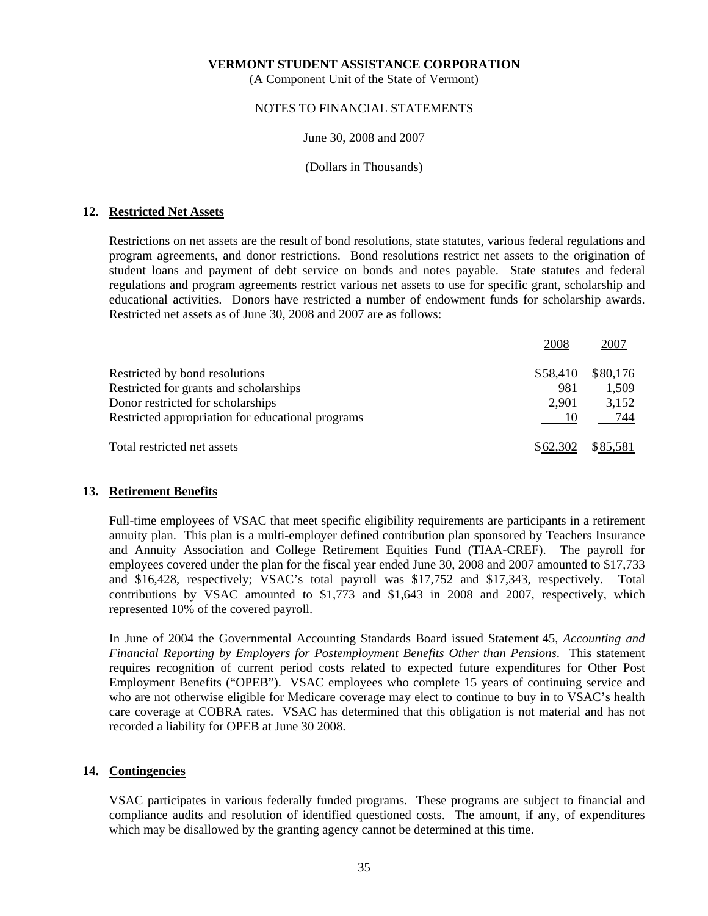**VERMONT STUDENT ASSISTANCE CORPORATION**

(A Component Unit of the State of Vermont)

NOTES TO FINANCIAL STATEMENTS

June 30, 2008 and 2007

(Dollars in Thousands)

## 12. Restricted Net Assets

Restrictions on net assets are the result of bond resolutions, state statutes, various federal regulations and program agreements, and donor restrictions. Bond resolutions restrict net assets to the origination of student loans and payment of debt service on bonds and notes payable. State statutes and federal regulations and program agreements restrict various net assets to use for specific grant, scholarship and educational activities. Donors have restricted a number of endowment funds for scholarship awards. Restricted net assets as of June 30, 2008 and 2007 are as follows:

| | 2008 | 2007 |
|---|---|---|
| Restricted by bond resolutions | $58,410 | $80,176 |
| Restricted for grants and scholarships | 981 | 1,509 |
| Donor restricted for scholarships | 2,901 | 3,152 |
| Restricted appropriation for educational programs | 10 | 744 |
| Total restricted net assets | $62,302 | $85,581 |

## 13. Retirement Benefits

Full-time employees of VSAC that meet specific eligibility requirements are participants in a retirement annuity plan. This plan is a multi-employer defined contribution plan sponsored by Teachers Insurance and Annuity Association and College Retirement Equities Fund (TIAA-CREF). The payroll for employees covered under the plan for the fiscal year ended June 30, 2008 and 2007 amounted to $17,733 and $16,428, respectively; VSAC's total payroll was $17,752 and $17,343, respectively. Total contributions by VSAC amounted to $1,773 and $1,643 in 2008 and 2007, respectively, which represented 10% of the covered payroll.

In June of 2004 the Governmental Accounting Standards Board issued Statement 45, *Accounting and Financial Reporting by Employers for Postemployment Benefits Other than Pensions*. This statement requires recognition of current period costs related to expected future expenditures for Other Post Employment Benefits ("OPEB"). VSAC employees who complete 15 years of continuing service and who are not otherwise eligible for Medicare coverage may elect to continue to buy in to VSAC's health care coverage at COBRA rates. VSAC has determined that this obligation is not material and has not recorded a liability for OPEB at June 30 2008.

## 14. Contingencies

VSAC participates in various federally funded programs. These programs are subject to financial and compliance audits and resolution of identified questioned costs. The amount, if any, of expenditures which may be disallowed by the granting agency cannot be determined at this time.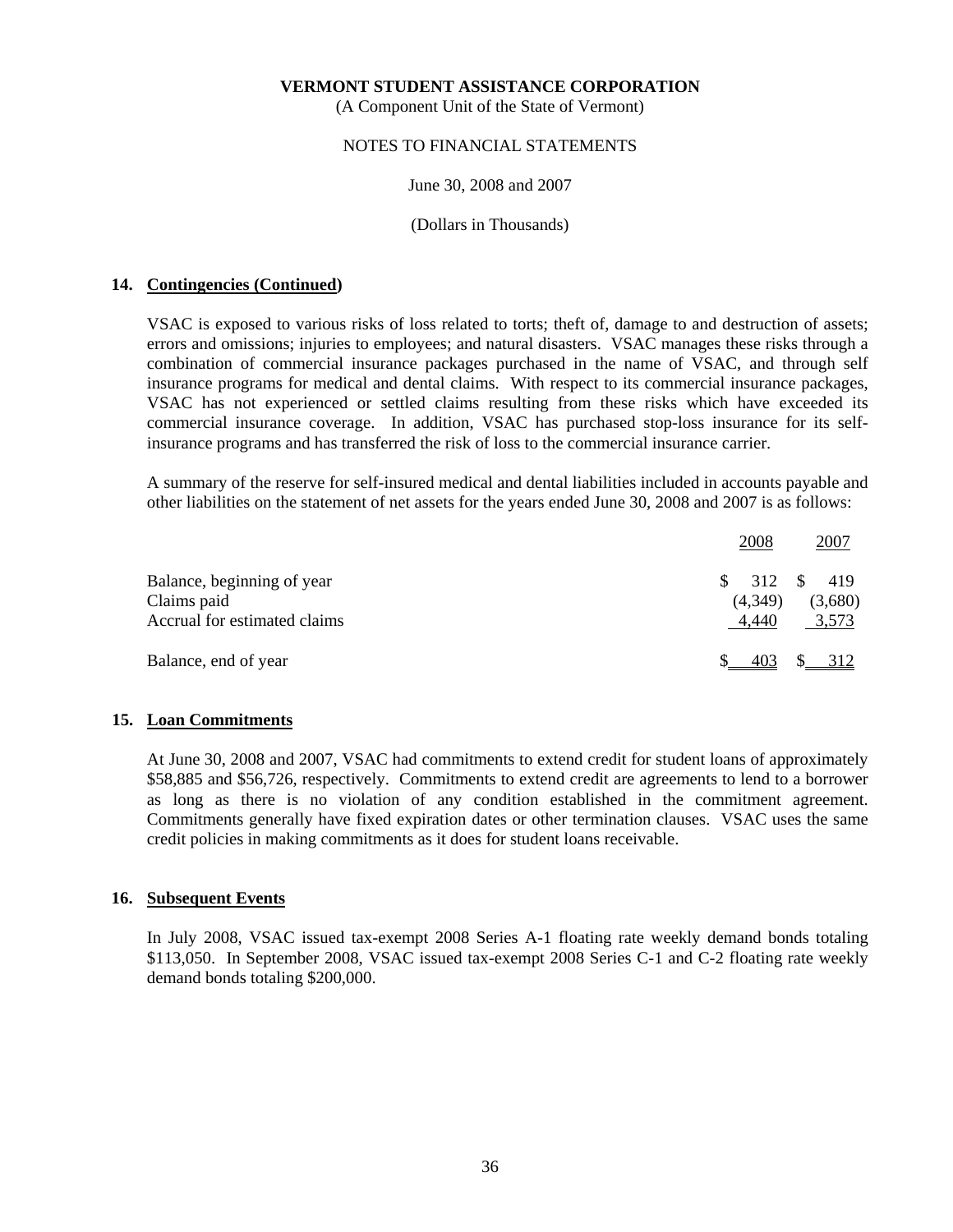**VERMONT STUDENT ASSISTANCE CORPORATION**
(A Component Unit of the State of Vermont)

NOTES TO FINANCIAL STATEMENTS

June 30, 2008 and 2007

(Dollars in Thousands)

## 14. Contingencies (Continued)

VSAC is exposed to various risks of loss related to torts; theft of, damage to and destruction of assets; errors and omissions; injuries to employees; and natural disasters. VSAC manages these risks through a combination of commercial insurance packages purchased in the name of VSAC, and through self insurance programs for medical and dental claims. With respect to its commercial insurance packages, VSAC has not experienced or settled claims resulting from these risks which have exceeded its commercial insurance coverage. In addition, VSAC has purchased stop-loss insurance for its self-insurance programs and has transferred the risk of loss to the commercial insurance carrier.

A summary of the reserve for self-insured medical and dental liabilities included in accounts payable and other liabilities on the statement of net assets for the years ended June 30, 2008 and 2007 is as follows:

| | 2008 | 2007 |
|---|---|---|
| Balance, beginning of year | $ 312 | $ 419 |
| Claims paid | (4,349) | (3,680) |
| Accrual for estimated claims | 4,440 | 3,573 |
| Balance, end of year | $ 403 | $ 312 |

## 15. Loan Commitments

At June 30, 2008 and 2007, VSAC had commitments to extend credit for student loans of approximately $58,885 and $56,726, respectively. Commitments to extend credit are agreements to lend to a borrower as long as there is no violation of any condition established in the commitment agreement. Commitments generally have fixed expiration dates or other termination clauses. VSAC uses the same credit policies in making commitments as it does for student loans receivable.

## 16. Subsequent Events

In July 2008, VSAC issued tax-exempt 2008 Series A-1 floating rate weekly demand bonds totaling $113,050. In September 2008, VSAC issued tax-exempt 2008 Series C-1 and C-2 floating rate weekly demand bonds totaling $200,000.